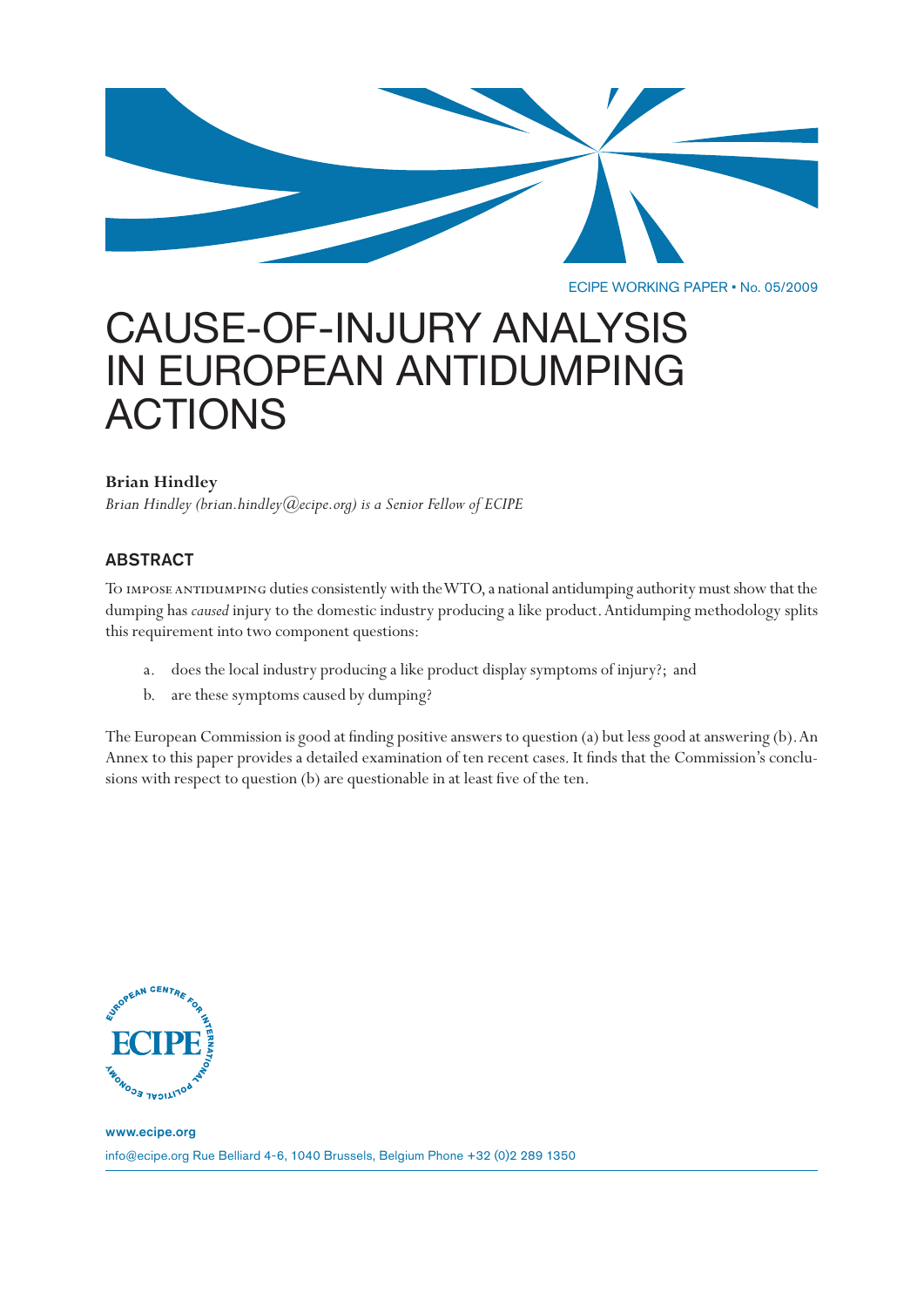ECIPE WORKING PAPER • No. 05/2009

# CAUSE-OF-INJURY ANALYSIS IN EUROPEAN ANTIDUMPING ACTIONS

**Brian Hindley**

*Brian Hindley (brian.hindley@ecipe.org) is a Senior Fellow of ECIPE*

## ABSTRACT

To impose antidumping duties consistently with the WTO, a national antidumping authority must show that the dumping has *caused* injury to the domestic industry producing a like product. Antidumping methodology splits this requirement into two component questions:

a. does the local industry producing a like product display symptoms of injury?; and
b. are these symptoms caused by dumping?

The European Commission is good at finding positive answers to question (a) but less good at answering (b). An Annex to this paper provides a detailed examination of ten recent cases. It finds that the Commission's conclusions with respect to question (b) are questionable in at least five of the ten.

www.ecipe.org

info@ecipe.org Rue Belliard 4-6, 1040 Brussels, Belgium Phone +32 (0)2 289 1350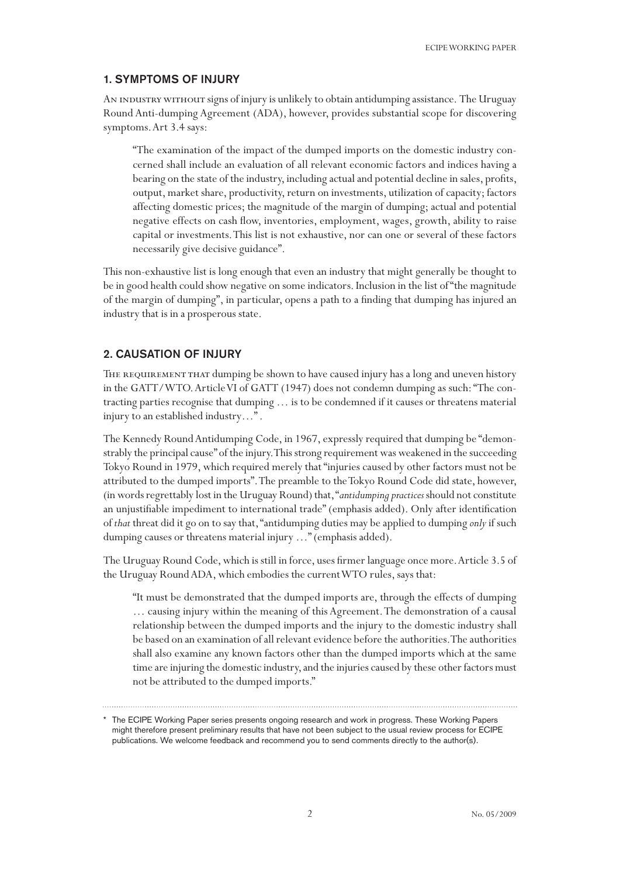## 1. SYMPTOMS OF INJURY

An industry without signs of injury is unlikely to obtain antidumping assistance. The Uruguay Round Anti-dumping Agreement (ADA), however, provides substantial scope for discovering symptoms. Art 3.4 says:

> "The examination of the impact of the dumped imports on the domestic industry concerned shall include an evaluation of all relevant economic factors and indices having a bearing on the state of the industry, including actual and potential decline in sales, profits, output, market share, productivity, return on investments, utilization of capacity; factors affecting domestic prices; the magnitude of the margin of dumping; actual and potential negative effects on cash flow, inventories, employment, wages, growth, ability to raise capital or investments. This list is not exhaustive, nor can one or several of these factors necessarily give decisive guidance".

This non-exhaustive list is long enough that even an industry that might generally be thought to be in good health could show negative on some indicators. Inclusion in the list of "the magnitude of the margin of dumping", in particular, opens a path to a finding that dumping has injured an industry that is in a prosperous state.

## 2. CAUSATION OF INJURY

The requirement that dumping be shown to have caused injury has a long and uneven history in the GATT/WTO. Article VI of GATT (1947) does not condemn dumping as such: "The contracting parties recognise that dumping … is to be condemned if it causes or threatens material injury to an established industry…".

The Kennedy Round Antidumping Code, in 1967, expressly required that dumping be "demonstrably the principal cause" of the injury. This strong requirement was weakened in the succeeding Tokyo Round in 1979, which required merely that "injuries caused by other factors must not be attributed to the dumped imports". The preamble to the Tokyo Round Code did state, however, (in words regrettably lost in the Uruguay Round) that, "*antidumping practices* should not constitute an unjustifiable impediment to international trade" (emphasis added). Only after identification of *that* threat did it go on to say that, "antidumping duties may be applied to dumping *only* if such dumping causes or threatens material injury …" (emphasis added).

The Uruguay Round Code, which is still in force, uses firmer language once more. Article 3.5 of the Uruguay Round ADA, which embodies the current WTO rules, says that:

> "It must be demonstrated that the dumped imports are, through the effects of dumping … causing injury within the meaning of this Agreement. The demonstration of a causal relationship between the dumped imports and the injury to the domestic industry shall be based on an examination of all relevant evidence before the authorities. The authorities shall also examine any known factors other than the dumped imports which at the same time are injuring the domestic industry, and the injuries caused by these other factors must not be attributed to the dumped imports."

---

\* The ECIPE Working Paper series presents ongoing research and work in progress. These Working Papers might therefore present preliminary results that have not been subject to the usual review process for ECIPE publications. We welcome feedback and recommend you to send comments directly to the author(s).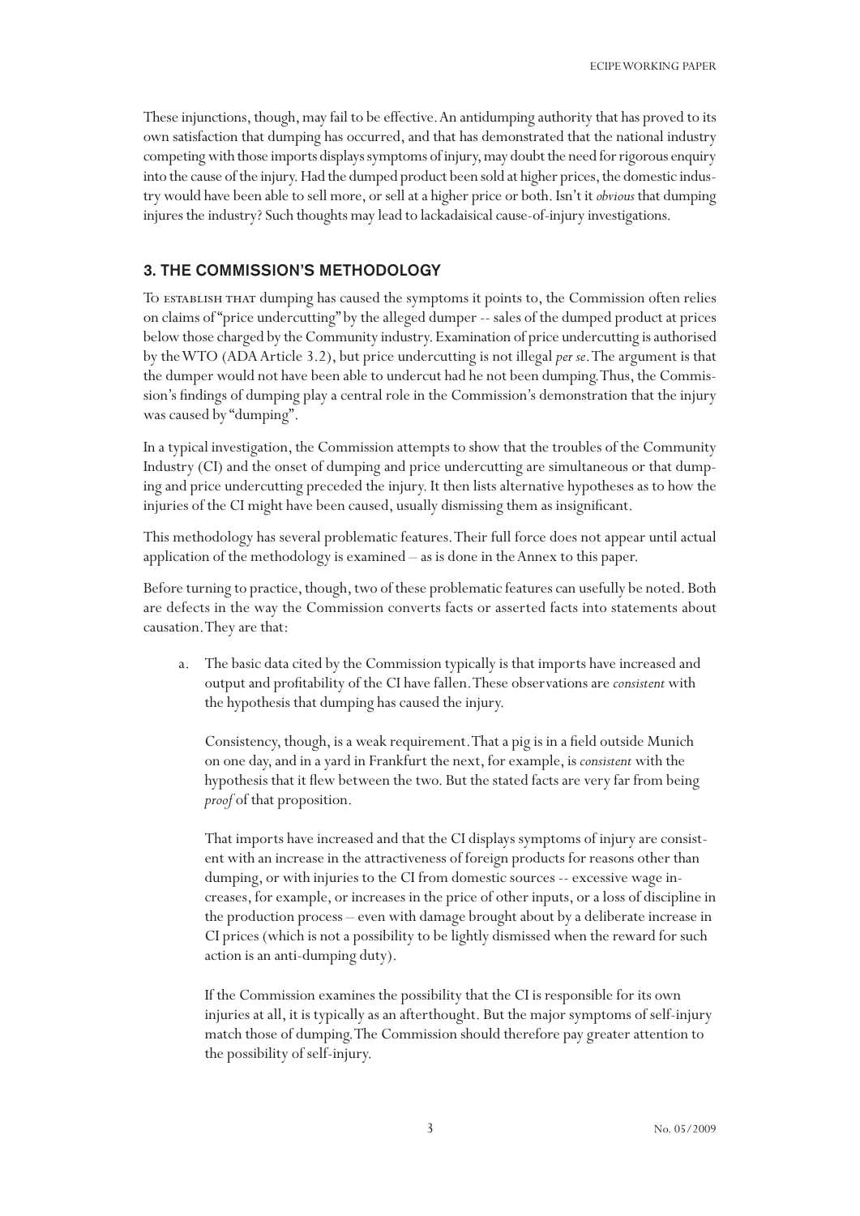These injunctions, though, may fail to be effective. An antidumping authority that has proved to its own satisfaction that dumping has occurred, and that has demonstrated that the national industry competing with those imports displays symptoms of injury, may doubt the need for rigorous enquiry into the cause of the injury. Had the dumped product been sold at higher prices, the domestic industry would have been able to sell more, or sell at a higher price or both. Isn't it *obvious* that dumping injures the industry? Such thoughts may lead to lackadaisical cause-of-injury investigations.

## 3. THE COMMISSION'S METHODOLOGY

To establish that dumping has caused the symptoms it points to, the Commission often relies on claims of "price undercutting" by the alleged dumper -- sales of the dumped product at prices below those charged by the Community industry. Examination of price undercutting is authorised by the WTO (ADA Article 3.2), but price undercutting is not illegal *per se*. The argument is that the dumper would not have been able to undercut had he not been dumping. Thus, the Commission's findings of dumping play a central role in the Commission's demonstration that the injury was caused by "dumping".

In a typical investigation, the Commission attempts to show that the troubles of the Community Industry (CI) and the onset of dumping and price undercutting are simultaneous or that dumping and price undercutting preceded the injury. It then lists alternative hypotheses as to how the injuries of the CI might have been caused, usually dismissing them as insignificant.

This methodology has several problematic features. Their full force does not appear until actual application of the methodology is examined – as is done in the Annex to this paper.

Before turning to practice, though, two of these problematic features can usefully be noted. Both are defects in the way the Commission converts facts or asserted facts into statements about causation. They are that:

a. The basic data cited by the Commission typically is that imports have increased and output and profitability of the CI have fallen. These observations are *consistent* with the hypothesis that dumping has caused the injury.

   Consistency, though, is a weak requirement. That a pig is in a field outside Munich on one day, and in a yard in Frankfurt the next, for example, is *consistent* with the hypothesis that it flew between the two. But the stated facts are very far from being *proof* of that proposition.

   That imports have increased and that the CI displays symptoms of injury are consistent with an increase in the attractiveness of foreign products for reasons other than dumping, or with injuries to the CI from domestic sources -- excessive wage increases, for example, or increases in the price of other inputs, or a loss of discipline in the production process – even with damage brought about by a deliberate increase in CI prices (which is not a possibility to be lightly dismissed when the reward for such action is an anti-dumping duty).

   If the Commission examines the possibility that the CI is responsible for its own injuries at all, it is typically as an afterthought. But the major symptoms of self-injury match those of dumping. The Commission should therefore pay greater attention to the possibility of self-injury.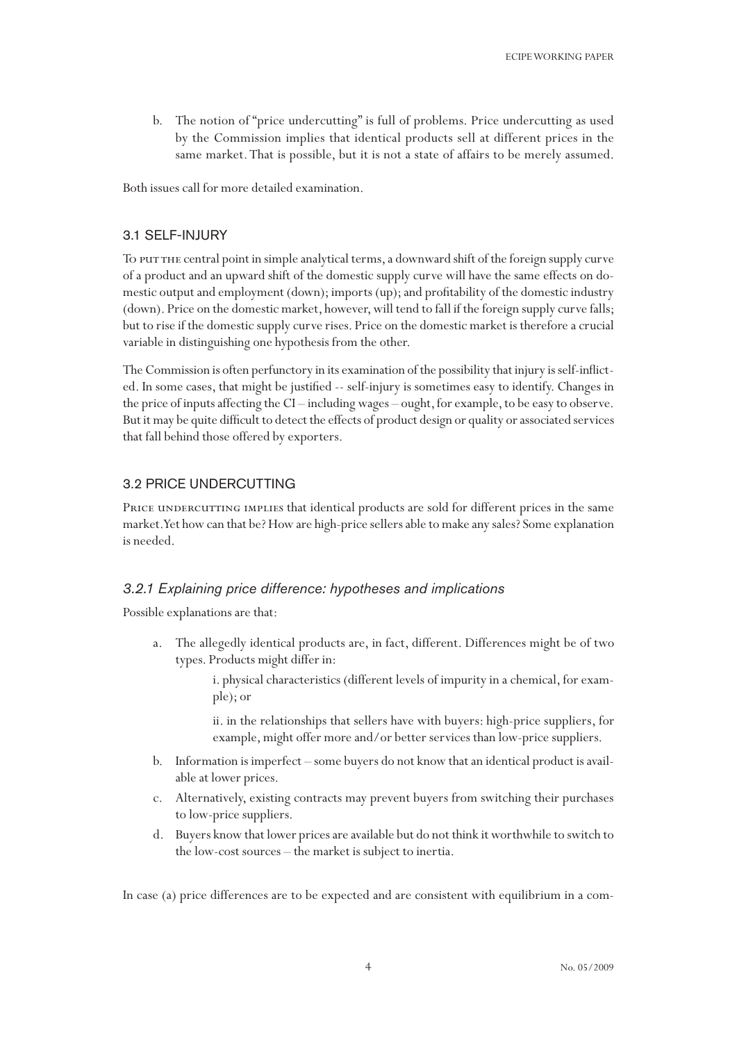b. The notion of "price undercutting" is full of problems. Price undercutting as used by the Commission implies that identical products sell at different prices in the same market. That is possible, but it is not a state of affairs to be merely assumed.

Both issues call for more detailed examination.

### 3.1 SELF-INJURY

To put the central point in simple analytical terms, a downward shift of the foreign supply curve of a product and an upward shift of the domestic supply curve will have the same effects on domestic output and employment (down); imports (up); and profitability of the domestic industry (down). Price on the domestic market, however, will tend to fall if the foreign supply curve falls; but to rise if the domestic supply curve rises. Price on the domestic market is therefore a crucial variable in distinguishing one hypothesis from the other.

The Commission is often perfunctory in its examination of the possibility that injury is self-inflicted. In some cases, that might be justified -- self-injury is sometimes easy to identify. Changes in the price of inputs affecting the CI – including wages – ought, for example, to be easy to observe. But it may be quite difficult to detect the effects of product design or quality or associated services that fall behind those offered by exporters.

### 3.2 PRICE UNDERCUTTING

Price undercutting implies that identical products are sold for different prices in the same market. Yet how can that be? How are high-price sellers able to make any sales? Some explanation is needed.

#### *3.2.1 Explaining price difference: hypotheses and implications*

Possible explanations are that:

a. The allegedly identical products are, in fact, different. Differences might be of two types. Products might differ in:

   i. physical characteristics (different levels of impurity in a chemical, for example); or

   ii. in the relationships that sellers have with buyers: high-price suppliers, for example, might offer more and/or better services than low-price suppliers.

b. Information is imperfect – some buyers do not know that an identical product is available at lower prices.

c. Alternatively, existing contracts may prevent buyers from switching their purchases to low-price suppliers.

d. Buyers know that lower prices are available but do not think it worthwhile to switch to the low-cost sources – the market is subject to inertia.

In case (a) price differences are to be expected and are consistent with equilibrium in a com-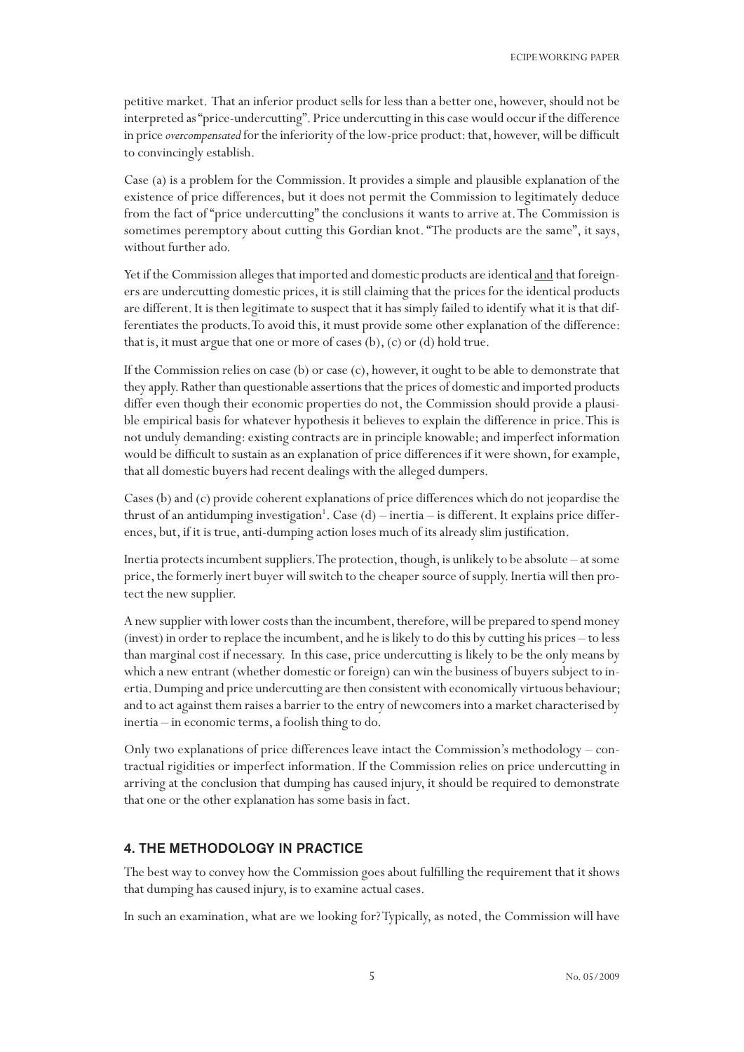petitive market. That an inferior product sells for less than a better one, however, should not be interpreted as "price-undercutting". Price undercutting in this case would occur if the difference in price *overcompensated* for the inferiority of the low-price product: that, however, will be difficult to convincingly establish.

Case (a) is a problem for the Commission. It provides a simple and plausible explanation of the existence of price differences, but it does not permit the Commission to legitimately deduce from the fact of "price undercutting" the conclusions it wants to arrive at. The Commission is sometimes peremptory about cutting this Gordian knot. "The products are the same", it says, without further ado.

Yet if the Commission alleges that imported and domestic products are identical and that foreigners are undercutting domestic prices, it is still claiming that the prices for the identical products are different. It is then legitimate to suspect that it has simply failed to identify what it is that differentiates the products. To avoid this, it must provide some other explanation of the difference: that is, it must argue that one or more of cases (b), (c) or (d) hold true.

If the Commission relies on case (b) or case (c), however, it ought to be able to demonstrate that they apply. Rather than questionable assertions that the prices of domestic and imported products differ even though their economic properties do not, the Commission should provide a plausible empirical basis for whatever hypothesis it believes to explain the difference in price. This is not unduly demanding: existing contracts are in principle knowable; and imperfect information would be difficult to sustain as an explanation of price differences if it were shown, for example, that all domestic buyers had recent dealings with the alleged dumpers.

Cases (b) and (c) provide coherent explanations of price differences which do not jeopardise the thrust of an antidumping investigation[1]. Case (d) – inertia – is different. It explains price differences, but, if it is true, anti-dumping action loses much of its already slim justification.

Inertia protects incumbent suppliers. The protection, though, is unlikely to be absolute – at some price, the formerly inert buyer will switch to the cheaper source of supply. Inertia will then protect the new supplier.

A new supplier with lower costs than the incumbent, therefore, will be prepared to spend money (invest) in order to replace the incumbent, and he is likely to do this by cutting his prices – to less than marginal cost if necessary. In this case, price undercutting is likely to be the only means by which a new entrant (whether domestic or foreign) can win the business of buyers subject to inertia. Dumping and price undercutting are then consistent with economically virtuous behaviour; and to act against them raises a barrier to the entry of newcomers into a market characterised by inertia – in economic terms, a foolish thing to do.

Only two explanations of price differences leave intact the Commission's methodology – contractual rigidities or imperfect information. If the Commission relies on price undercutting in arriving at the conclusion that dumping has caused injury, it should be required to demonstrate that one or the other explanation has some basis in fact.

## 4. THE METHODOLOGY IN PRACTICE

The best way to convey how the Commission goes about fulfilling the requirement that it shows that dumping has caused injury, is to examine actual cases.

In such an examination, what are we looking for? Typically, as noted, the Commission will have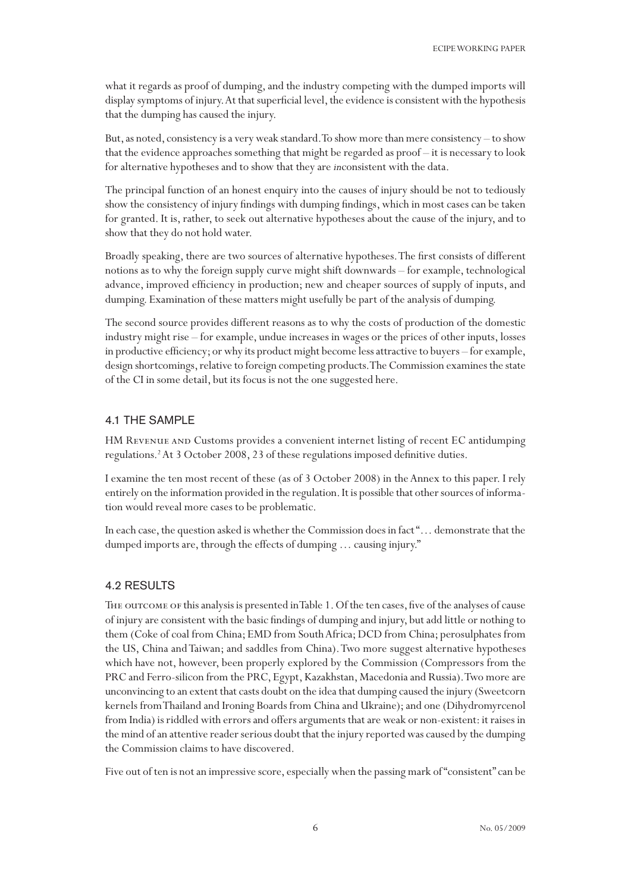what it regards as proof of dumping, and the industry competing with the dumped imports will display symptoms of injury. At that superficial level, the evidence is consistent with the hypothesis that the dumping has caused the injury.

But, as noted, consistency is a very weak standard. To show more than mere consistency – to show that the evidence approaches something that might be regarded as proof – it is necessary to look for alternative hypotheses and to show that they are *in*consistent with the data.

The principal function of an honest enquiry into the causes of injury should be not to tediously show the consistency of injury findings with dumping findings, which in most cases can be taken for granted. It is, rather, to seek out alternative hypotheses about the cause of the injury, and to show that they do not hold water.

Broadly speaking, there are two sources of alternative hypotheses. The first consists of different notions as to why the foreign supply curve might shift downwards – for example, technological advance, improved efficiency in production; new and cheaper sources of supply of inputs, and dumping. Examination of these matters might usefully be part of the analysis of dumping.

The second source provides different reasons as to why the costs of production of the domestic industry might rise – for example, undue increases in wages or the prices of other inputs, losses in productive efficiency; or why its product might become less attractive to buyers – for example, design shortcomings, relative to foreign competing products. The Commission examines the state of the CI in some detail, but its focus is not the one suggested here.

## 4.1 THE SAMPLE

HM Revenue and Customs provides a convenient internet listing of recent EC antidumping regulations.[2] At 3 October 2008, 23 of these regulations imposed definitive duties.

I examine the ten most recent of these (as of 3 October 2008) in the Annex to this paper. I rely entirely on the information provided in the regulation. It is possible that other sources of information would reveal more cases to be problematic.

In each case, the question asked is whether the Commission does in fact "… demonstrate that the dumped imports are, through the effects of dumping … causing injury."

## 4.2 RESULTS

The outcome of this analysis is presented in Table 1. Of the ten cases, five of the analyses of cause of injury are consistent with the basic findings of dumping and injury, but add little or nothing to them (Coke of coal from China; EMD from South Africa; DCD from China; perosulphates from the US, China and Taiwan; and saddles from China). Two more suggest alternative hypotheses which have not, however, been properly explored by the Commission (Compressors from the PRC and Ferro-silicon from the PRC, Egypt, Kazakhstan, Macedonia and Russia). Two more are unconvincing to an extent that casts doubt on the idea that dumping caused the injury (Sweetcorn kernels from Thailand and Ironing Boards from China and Ukraine); and one (Dihydromyrcenol from India) is riddled with errors and offers arguments that are weak or non-existent: it raises in the mind of an attentive reader serious doubt that the injury reported was caused by the dumping the Commission claims to have discovered.

Five out of ten is not an impressive score, especially when the passing mark of "consistent" can be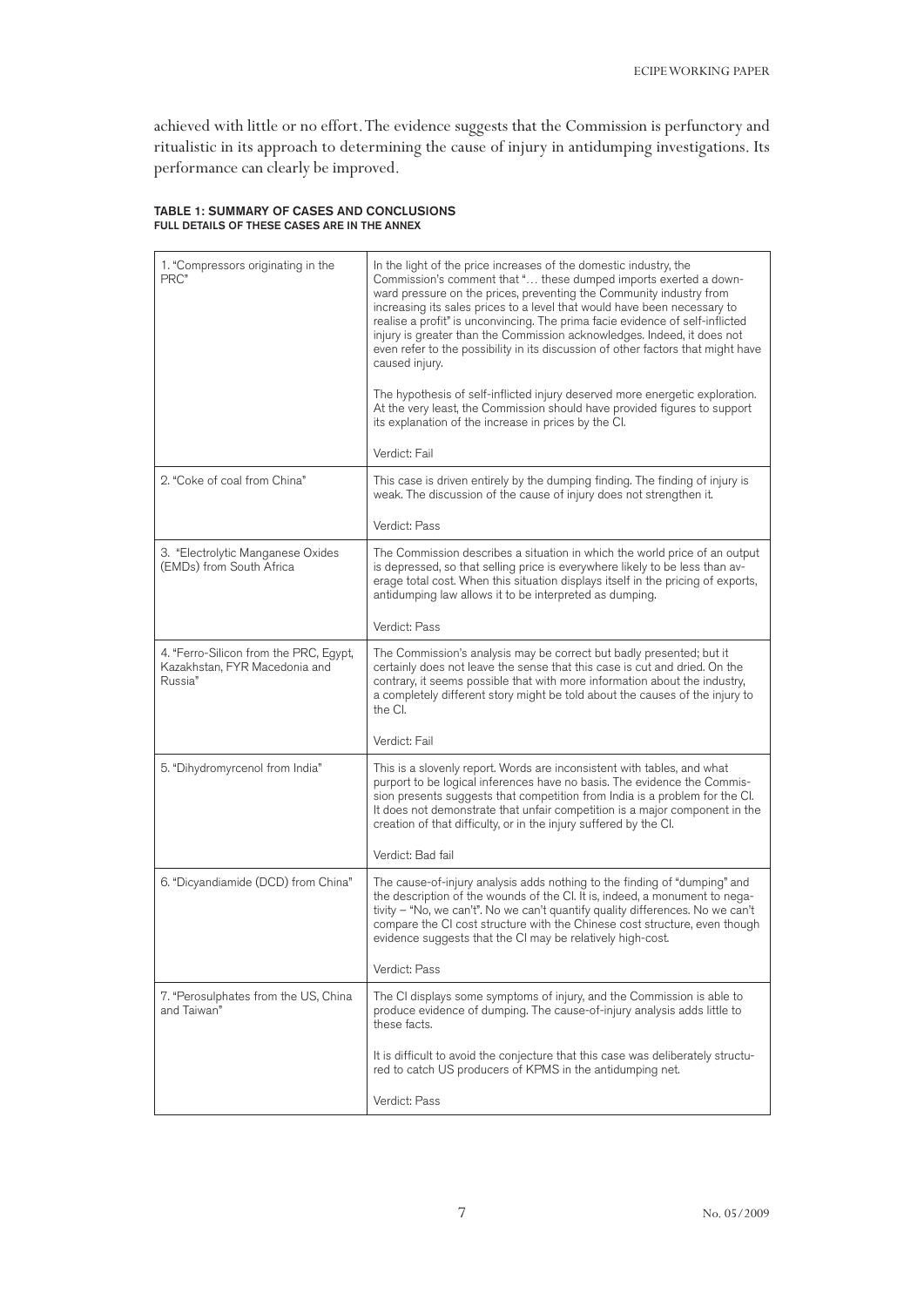achieved with little or no effort. The evidence suggests that the Commission is perfunctory and ritualistic in its approach to determining the cause of injury in antidumping investigations. Its performance can clearly be improved.

**TABLE 1: SUMMARY OF CASES AND CONCLUSIONS**
**FULL DETAILS OF THESE CASES ARE IN THE ANNEX**

| Case | Conclusion |
|---|---|
| 1. "Compressors originating in the PRC" | In the light of the price increases of the domestic industry, the Commission's comment that "… these dumped imports exerted a downward pressure on the prices, preventing the Community industry from increasing its sales prices to a level that would have been necessary to realise a profit" is unconvincing. The prima facie evidence of self-inflicted injury is greater than the Commission acknowledges. Indeed, it does not even refer to the possibility in its discussion of other factors that might have caused injury.<br><br>The hypothesis of self-inflicted injury deserved more energetic exploration. At the very least, the Commission should have provided figures to support its explanation of the increase in prices by the CI.<br><br>Verdict: Fail |
| 2. "Coke of coal from China" | This case is driven entirely by the dumping finding. The finding of injury is weak. The discussion of the cause of injury does not strengthen it.<br><br>Verdict: Pass |
| 3. "Electrolytic Manganese Oxides (EMDs) from South Africa | The Commission describes a situation in which the world price of an output is depressed, so that selling price is everywhere likely to be less than average total cost. When this situation displays itself in the pricing of exports, antidumping law allows it to be interpreted as dumping.<br><br>Verdict: Pass |
| 4. "Ferro-Silicon from the PRC, Egypt, Kazakhstan, FYR Macedonia and Russia" | The Commission's analysis may be correct but badly presented; but it certainly does not leave the sense that this case is cut and dried. On the contrary, it seems possible that with more information about the industry, a completely different story might be told about the causes of the injury to the CI.<br><br>Verdict: Fail |
| 5. "Dihydromyrcenol from India" | This is a slovenly report. Words are inconsistent with tables, and what purport to be logical inferences have no basis. The evidence the Commission presents suggests that competition from India is a problem for the CI. It does not demonstrate that unfair competition is a major component in the creation of that difficulty, or in the injury suffered by the CI.<br><br>Verdict: Bad fail |
| 6. "Dicyandiamide (DCD) from China" | The cause-of-injury analysis adds nothing to the finding of "dumping" and the description of the wounds of the CI. It is, indeed, a monument to negativity – "No, we can't". No we can't quantify quality differences. No we can't compare the CI cost structure with the Chinese cost structure, even though evidence suggests that the CI may be relatively high-cost.<br><br>Verdict: Pass |
| 7. "Perosulphates from the US, China and Taiwan" | The CI displays some symptoms of injury, and the Commission is able to produce evidence of dumping. The cause-of-injury analysis adds little to these facts.<br><br>It is difficult to avoid the conjecture that this case was deliberately structured to catch US producers of KPMS in the antidumping net.<br><br>Verdict: Pass |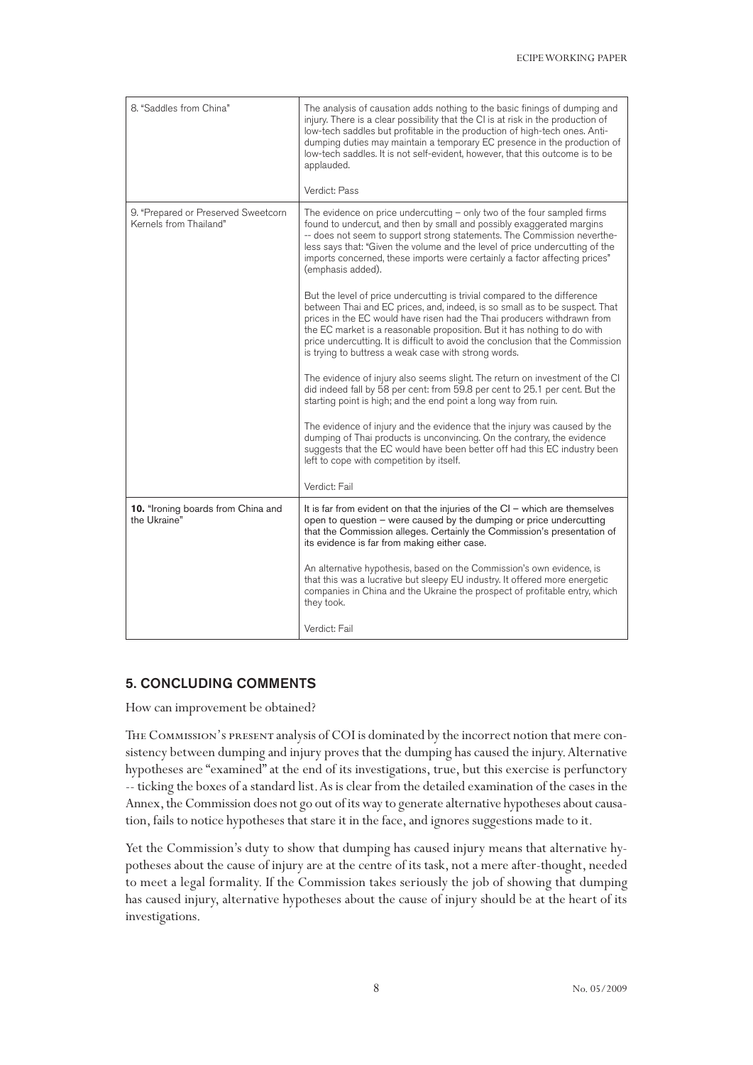| | |
|---|---|
| 8. "Saddles from China" | The analysis of causation adds nothing to the basic finings of dumping and injury. There is a clear possibility that the CI is at risk in the production of low-tech saddles but profitable in the production of high-tech ones. Anti-dumping duties may maintain a temporary EC presence in the production of low-tech saddles. It is not self-evident, however, that this outcome is to be applauded.<br><br>Verdict: Pass |
| 9. "Prepared or Preserved Sweetcorn Kernels from Thailand" | The evidence on price undercutting – only two of the four sampled firms found to undercut, and then by small and possibly exaggerated margins -- does not seem to support strong statements. The Commission nevertheless says that: "Given the volume and the level of price undercutting of the imports concerned, these imports were certainly a factor affecting prices" (emphasis added).<br><br>But the level of price undercutting is trivial compared to the difference between Thai and EC prices, and, indeed, is so small as to be suspect. That prices in the EC would have risen had the Thai producers withdrawn from the EC market is a reasonable proposition. But it has nothing to do with price undercutting. It is difficult to avoid the conclusion that the Commission is trying to buttress a weak case with strong words.<br><br>The evidence of injury also seems slight. The return on investment of the CI did indeed fall by 58 per cent: from 59.8 per cent to 25.1 per cent. But the starting point is high; and the end point a long way from ruin.<br><br>The evidence of injury and the evidence that the injury was caused by the dumping of Thai products is unconvincing. On the contrary, the evidence suggests that the EC would have been better off had this EC industry been left to cope with competition by itself.<br><br>Verdict: Fail |
| **10.** "Ironing boards from China and the Ukraine" | It is far from evident on that the injuries of the CI – which are themselves open to question – were caused by the dumping or price undercutting that the Commission alleges. Certainly the Commission's presentation of its evidence is far from making either case.<br><br>An alternative hypothesis, based on the Commission's own evidence, is that this was a lucrative but sleepy EU industry. It offered more energetic companies in China and the Ukraine the prospect of profitable entry, which they took.<br><br>Verdict: Fail |

## 5. CONCLUDING COMMENTS

How can improvement be obtained?

The Commission's present analysis of COI is dominated by the incorrect notion that mere consistency between dumping and injury proves that the dumping has caused the injury. Alternative hypotheses are "examined" at the end of its investigations, true, but this exercise is perfunctory -- ticking the boxes of a standard list. As is clear from the detailed examination of the cases in the Annex, the Commission does not go out of its way to generate alternative hypotheses about causation, fails to notice hypotheses that stare it in the face, and ignores suggestions made to it.

Yet the Commission's duty to show that dumping has caused injury means that alternative hypotheses about the cause of injury are at the centre of its task, not a mere after-thought, needed to meet a legal formality. If the Commission takes seriously the job of showing that dumping has caused injury, alternative hypotheses about the cause of injury should be at the heart of its investigations.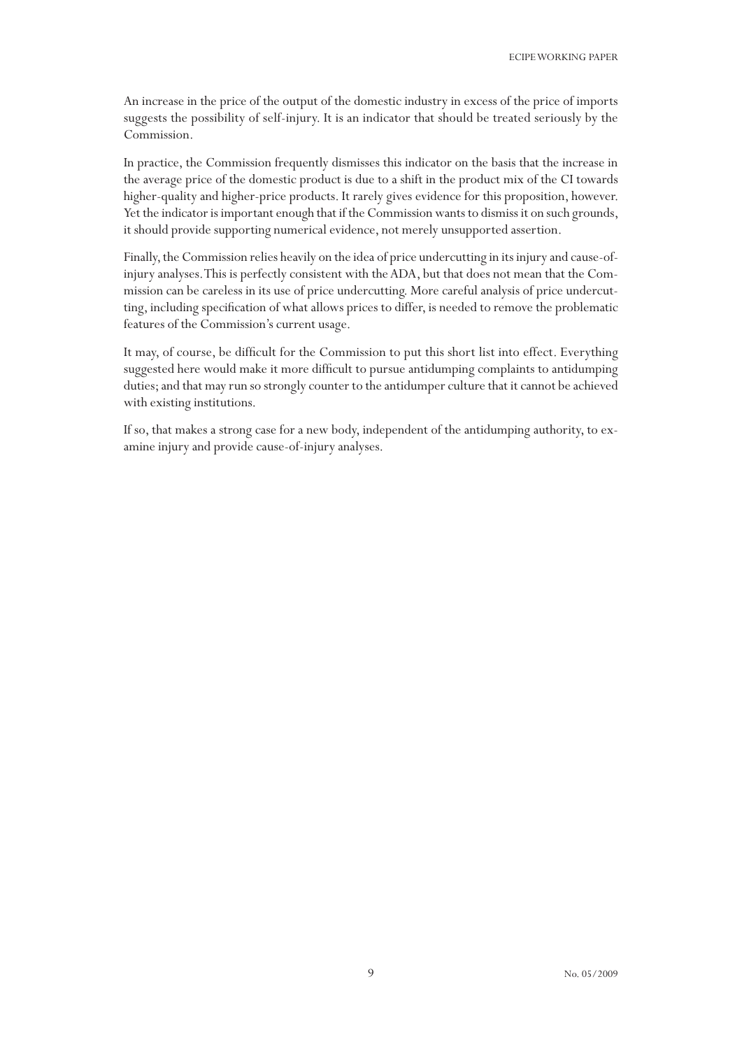An increase in the price of the output of the domestic industry in excess of the price of imports suggests the possibility of self-injury. It is an indicator that should be treated seriously by the Commission.

In practice, the Commission frequently dismisses this indicator on the basis that the increase in the average price of the domestic product is due to a shift in the product mix of the CI towards higher-quality and higher-price products. It rarely gives evidence for this proposition, however. Yet the indicator is important enough that if the Commission wants to dismiss it on such grounds, it should provide supporting numerical evidence, not merely unsupported assertion.

Finally, the Commission relies heavily on the idea of price undercutting in its injury and cause-of-injury analyses. This is perfectly consistent with the ADA, but that does not mean that the Commission can be careless in its use of price undercutting. More careful analysis of price undercutting, including specification of what allows prices to differ, is needed to remove the problematic features of the Commission's current usage.

It may, of course, be difficult for the Commission to put this short list into effect. Everything suggested here would make it more difficult to pursue antidumping complaints to antidumping duties; and that may run so strongly counter to the antidumper culture that it cannot be achieved with existing institutions.

If so, that makes a strong case for a new body, independent of the antidumping authority, to examine injury and provide cause-of-injury analyses.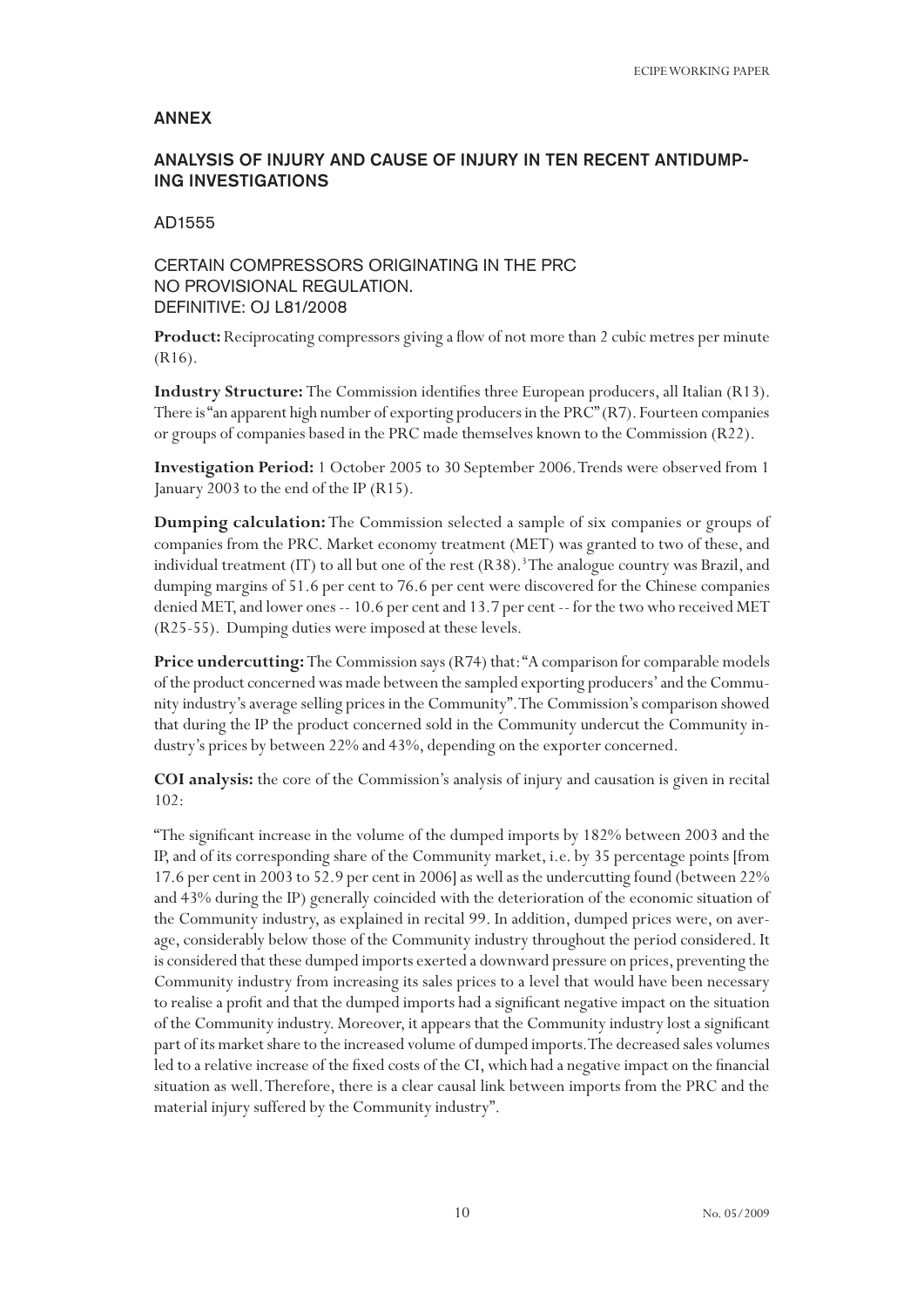## ANNEX

## ANALYSIS OF INJURY AND CAUSE OF INJURY IN TEN RECENT ANTIDUMPING INVESTIGATIONS

### AD1555

### CERTAIN COMPRESSORS ORIGINATING IN THE PRC NO PROVISIONAL REGULATION. DEFINITIVE: OJ L81/2008

**Product:** Reciprocating compressors giving a flow of not more than 2 cubic metres per minute (R16).

**Industry Structure:** The Commission identifies three European producers, all Italian (R13). There is "an apparent high number of exporting producers in the PRC" (R7). Fourteen companies or groups of companies based in the PRC made themselves known to the Commission (R22).

**Investigation Period:** 1 October 2005 to 30 September 2006. Trends were observed from 1 January 2003 to the end of the IP (R15).

**Dumping calculation:** The Commission selected a sample of six companies or groups of companies from the PRC. Market economy treatment (MET) was granted to two of these, and individual treatment (IT) to all but one of the rest (R38).[3] The analogue country was Brazil, and dumping margins of 51.6 per cent to 76.6 per cent were discovered for the Chinese companies denied MET, and lower ones -- 10.6 per cent and 13.7 per cent -- for the two who received MET (R25-55). Dumping duties were imposed at these levels.

**Price undercutting:** The Commission says (R74) that: "A comparison for comparable models of the product concerned was made between the sampled exporting producers' and the Community industry's average selling prices in the Community". The Commission's comparison showed that during the IP the product concerned sold in the Community undercut the Community industry's prices by between 22% and 43%, depending on the exporter concerned.

**COI analysis:** the core of the Commission's analysis of injury and causation is given in recital 102:

"The significant increase in the volume of the dumped imports by 182% between 2003 and the IP, and of its corresponding share of the Community market, i.e. by 35 percentage points [from 17.6 per cent in 2003 to 52.9 per cent in 2006] as well as the undercutting found (between 22% and 43% during the IP) generally coincided with the deterioration of the economic situation of the Community industry, as explained in recital 99. In addition, dumped prices were, on average, considerably below those of the Community industry throughout the period considered. It is considered that these dumped imports exerted a downward pressure on prices, preventing the Community industry from increasing its sales prices to a level that would have been necessary to realise a profit and that the dumped imports had a significant negative impact on the situation of the Community industry. Moreover, it appears that the Community industry lost a significant part of its market share to the increased volume of dumped imports. The decreased sales volumes led to a relative increase of the fixed costs of the CI, which had a negative impact on the financial situation as well. Therefore, there is a clear causal link between imports from the PRC and the material injury suffered by the Community industry".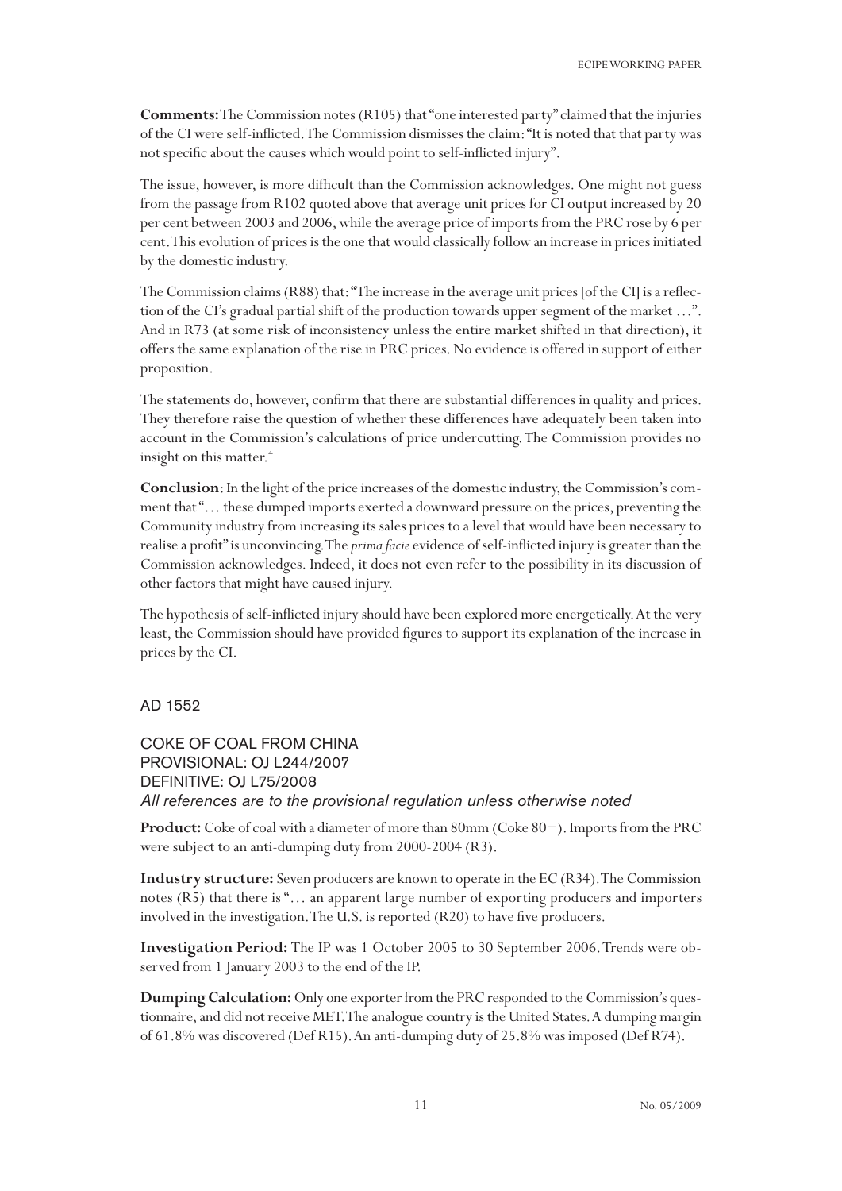**Comments:** The Commission notes (R105) that "one interested party" claimed that the injuries of the CI were self-inflicted. The Commission dismisses the claim: "It is noted that that party was not specific about the causes which would point to self-inflicted injury".

The issue, however, is more difficult than the Commission acknowledges. One might not guess from the passage from R102 quoted above that average unit prices for CI output increased by 20 per cent between 2003 and 2006, while the average price of imports from the PRC rose by 6 per cent. This evolution of prices is the one that would classically follow an increase in prices initiated by the domestic industry.

The Commission claims (R88) that: "The increase in the average unit prices [of the CI] is a reflection of the CI's gradual partial shift of the production towards upper segment of the market …". And in R73 (at some risk of inconsistency unless the entire market shifted in that direction), it offers the same explanation of the rise in PRC prices. No evidence is offered in support of either proposition.

The statements do, however, confirm that there are substantial differences in quality and prices. They therefore raise the question of whether these differences have adequately been taken into account in the Commission's calculations of price undercutting. The Commission provides no insight on this matter.[4]

**Conclusion**: In the light of the price increases of the domestic industry, the Commission's comment that "… these dumped imports exerted a downward pressure on the prices, preventing the Community industry from increasing its sales prices to a level that would have been necessary to realise a profit" is unconvincing. The *prima facie* evidence of self-inflicted injury is greater than the Commission acknowledges. Indeed, it does not even refer to the possibility in its discussion of other factors that might have caused injury.

The hypothesis of self-inflicted injury should have been explored more energetically. At the very least, the Commission should have provided figures to support its explanation of the increase in prices by the CI.

## AD 1552

### COKE OF COAL FROM CHINA
### PROVISIONAL: OJ L244/2007
### DEFINITIVE: OJ L75/2008

*All references are to the provisional regulation unless otherwise noted*

**Product:** Coke of coal with a diameter of more than 80mm (Coke 80+). Imports from the PRC were subject to an anti-dumping duty from 2000-2004 (R3).

**Industry structure:** Seven producers are known to operate in the EC (R34). The Commission notes (R5) that there is "… an apparent large number of exporting producers and importers involved in the investigation. The U.S. is reported (R20) to have five producers.

**Investigation Period:** The IP was 1 October 2005 to 30 September 2006. Trends were observed from 1 January 2003 to the end of the IP.

**Dumping Calculation:** Only one exporter from the PRC responded to the Commission's questionnaire, and did not receive MET. The analogue country is the United States. A dumping margin of 61.8% was discovered (Def R15). An anti-dumping duty of 25.8% was imposed (Def R74).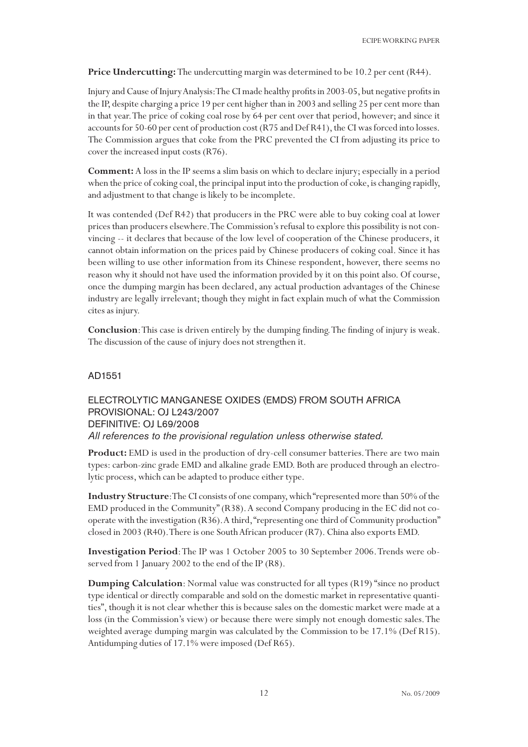**Price Undercutting:** The undercutting margin was determined to be 10.2 per cent (R44).

Injury and Cause of Injury Analysis: The CI made healthy profits in 2003-05, but negative profits in the IP, despite charging a price 19 per cent higher than in 2003 and selling 25 per cent more than in that year. The price of coking coal rose by 64 per cent over that period, however; and since it accounts for 50-60 per cent of production cost (R75 and Def R41), the CI was forced into losses. The Commission argues that coke from the PRC prevented the CI from adjusting its price to cover the increased input costs (R76).

**Comment:** A loss in the IP seems a slim basis on which to declare injury; especially in a period when the price of coking coal, the principal input into the production of coke, is changing rapidly, and adjustment to that change is likely to be incomplete.

It was contended (Def R42) that producers in the PRC were able to buy coking coal at lower prices than producers elsewhere. The Commission's refusal to explore this possibility is not convincing -- it declares that because of the low level of cooperation of the Chinese producers, it cannot obtain information on the prices paid by Chinese producers of coking coal. Since it has been willing to use other information from its Chinese respondent, however, there seems no reason why it should not have used the information provided by it on this point also. Of course, once the dumping margin has been declared, any actual production advantages of the Chinese industry are legally irrelevant; though they might in fact explain much of what the Commission cites as injury.

**Conclusion**: This case is driven entirely by the dumping finding. The finding of injury is weak. The discussion of the cause of injury does not strengthen it.

## AD1551

## ELECTROLYTIC MANGANESE OXIDES (EMDS) FROM SOUTH AFRICA
## PROVISIONAL: OJ L243/2007
## DEFINITIVE: OJ L69/2008

*All references to the provisional regulation unless otherwise stated.*

**Product:** EMD is used in the production of dry-cell consumer batteries. There are two main types: carbon-zinc grade EMD and alkaline grade EMD. Both are produced through an electrolytic process, which can be adapted to produce either type.

**Industry Structure**: The CI consists of one company, which "represented more than 50% of the EMD produced in the Community" (R38). A second Company producing in the EC did not co-operate with the investigation (R36). A third, "representing one third of Community production" closed in 2003 (R40). There is one South African producer (R7). China also exports EMD.

**Investigation Period**: The IP was 1 October 2005 to 30 September 2006. Trends were observed from 1 January 2002 to the end of the IP (R8).

**Dumping Calculation**: Normal value was constructed for all types (R19) "since no product type identical or directly comparable and sold on the domestic market in representative quantities", though it is not clear whether this is because sales on the domestic market were made at a loss (in the Commission's view) or because there were simply not enough domestic sales. The weighted average dumping margin was calculated by the Commission to be 17.1% (Def R15). Antidumping duties of 17.1% were imposed (Def R65).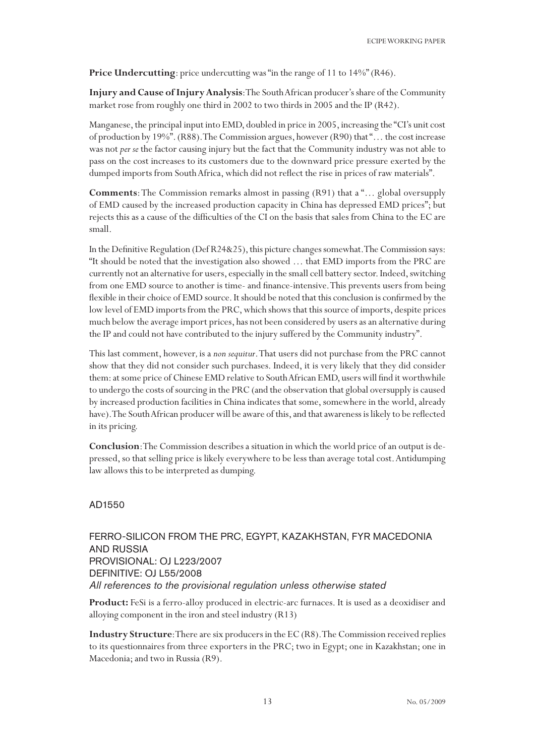**Price Undercutting**: price undercutting was "in the range of 11 to 14%" (R46).

**Injury and Cause of Injury Analysis**: The South African producer's share of the Community market rose from roughly one third in 2002 to two thirds in 2005 and the IP (R42).

Manganese, the principal input into EMD, doubled in price in 2005, increasing the "CI's unit cost of production by 19%". (R88). The Commission argues, however (R90) that "… the cost increase was not *per se* the factor causing injury but the fact that the Community industry was not able to pass on the cost increases to its customers due to the downward price pressure exerted by the dumped imports from South Africa, which did not reflect the rise in prices of raw materials".

**Comments**: The Commission remarks almost in passing (R91) that a "… global oversupply of EMD caused by the increased production capacity in China has depressed EMD prices"; but rejects this as a cause of the difficulties of the CI on the basis that sales from China to the EC are small.

In the Definitive Regulation (Def R24&25), this picture changes somewhat. The Commission says: "It should be noted that the investigation also showed … that EMD imports from the PRC are currently not an alternative for users, especially in the small cell battery sector. Indeed, switching from one EMD source to another is time- and finance-intensive. This prevents users from being flexible in their choice of EMD source. It should be noted that this conclusion is confirmed by the low level of EMD imports from the PRC, which shows that this source of imports, despite prices much below the average import prices, has not been considered by users as an alternative during the IP and could not have contributed to the injury suffered by the Community industry".

This last comment, however, is a *non sequitur*. That users did not purchase from the PRC cannot show that they did not consider such purchases. Indeed, it is very likely that they did consider them: at some price of Chinese EMD relative to South African EMD, users will find it worthwhile to undergo the costs of sourcing in the PRC (and the observation that global oversupply is caused by increased production facilities in China indicates that some, somewhere in the world, already have). The South African producer will be aware of this, and that awareness is likely to be reflected in its pricing.

**Conclusion**: The Commission describes a situation in which the world price of an output is depressed, so that selling price is likely everywhere to be less than average total cost. Antidumping law allows this to be interpreted as dumping.

## AD1550

## FERRO-SILICON FROM THE PRC, EGYPT, KAZAKHSTAN, FYR MACEDONIA AND RUSSIA
PROVISIONAL: OJ L223/2007
DEFINITIVE: OJ L55/2008
*All references to the provisional regulation unless otherwise stated*

**Product:** FeSi is a ferro-alloy produced in electric-arc furnaces. It is used as a deoxidiser and alloying component in the iron and steel industry (R13)

**Industry Structure**: There are six producers in the EC (R8). The Commission received replies to its questionnaires from three exporters in the PRC; two in Egypt; one in Kazakhstan; one in Macedonia; and two in Russia (R9).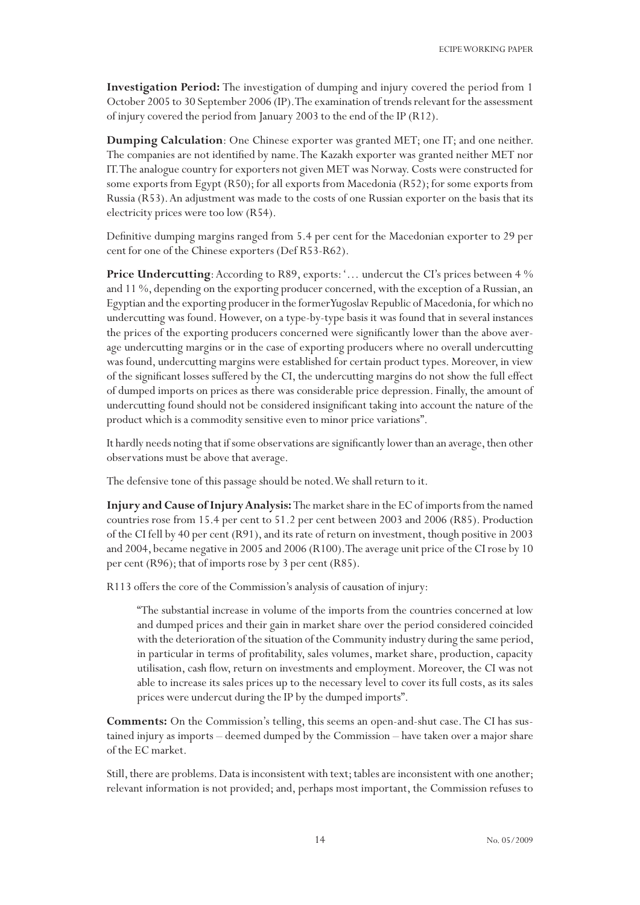**Investigation Period:** The investigation of dumping and injury covered the period from 1 October 2005 to 30 September 2006 (IP). The examination of trends relevant for the assessment of injury covered the period from January 2003 to the end of the IP (R12).

**Dumping Calculation**: One Chinese exporter was granted MET; one IT; and one neither. The companies are not identified by name. The Kazakh exporter was granted neither MET nor IT. The analogue country for exporters not given MET was Norway. Costs were constructed for some exports from Egypt (R50); for all exports from Macedonia (R52); for some exports from Russia (R53). An adjustment was made to the costs of one Russian exporter on the basis that its electricity prices were too low (R54).

Definitive dumping margins ranged from 5.4 per cent for the Macedonian exporter to 29 per cent for one of the Chinese exporters (Def R53-R62).

**Price Undercutting**: According to R89, exports: '… undercut the CI's prices between 4 % and 11 %, depending on the exporting producer concerned, with the exception of a Russian, an Egyptian and the exporting producer in the former Yugoslav Republic of Macedonia, for which no undercutting was found. However, on a type-by-type basis it was found that in several instances the prices of the exporting producers concerned were significantly lower than the above average undercutting margins or in the case of exporting producers where no overall undercutting was found, undercutting margins were established for certain product types. Moreover, in view of the significant losses suffered by the CI, the undercutting margins do not show the full effect of dumped imports on prices as there was considerable price depression. Finally, the amount of undercutting found should not be considered insignificant taking into account the nature of the product which is a commodity sensitive even to minor price variations".

It hardly needs noting that if some observations are significantly lower than an average, then other observations must be above that average.

The defensive tone of this passage should be noted. We shall return to it.

**Injury and Cause of Injury Analysis:** The market share in the EC of imports from the named countries rose from 15.4 per cent to 51.2 per cent between 2003 and 2006 (R85). Production of the CI fell by 40 per cent (R91), and its rate of return on investment, though positive in 2003 and 2004, became negative in 2005 and 2006 (R100). The average unit price of the CI rose by 10 per cent (R96); that of imports rose by 3 per cent (R85).

R113 offers the core of the Commission's analysis of causation of injury:

> "The substantial increase in volume of the imports from the countries concerned at low and dumped prices and their gain in market share over the period considered coincided with the deterioration of the situation of the Community industry during the same period, in particular in terms of profitability, sales volumes, market share, production, capacity utilisation, cash flow, return on investments and employment. Moreover, the CI was not able to increase its sales prices up to the necessary level to cover its full costs, as its sales prices were undercut during the IP by the dumped imports".

**Comments:** On the Commission's telling, this seems an open-and-shut case. The CI has sustained injury as imports – deemed dumped by the Commission – have taken over a major share of the EC market.

Still, there are problems. Data is inconsistent with text; tables are inconsistent with one another; relevant information is not provided; and, perhaps most important, the Commission refuses to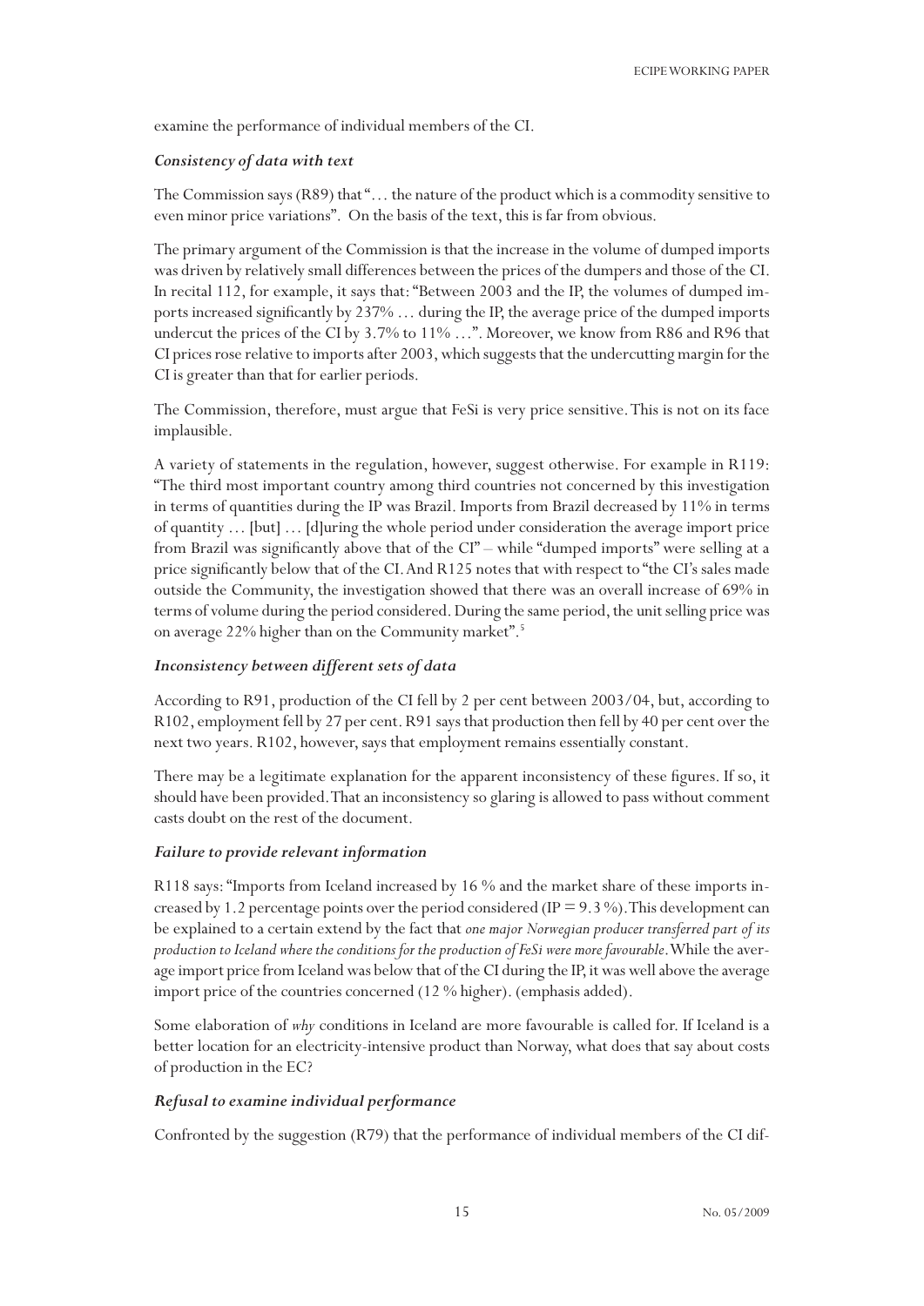examine the performance of individual members of the CI.

### *Consistency of data with text*

The Commission says (R89) that "… the nature of the product which is a commodity sensitive to even minor price variations". On the basis of the text, this is far from obvious.

The primary argument of the Commission is that the increase in the volume of dumped imports was driven by relatively small differences between the prices of the dumpers and those of the CI. In recital 112, for example, it says that: "Between 2003 and the IP, the volumes of dumped imports increased significantly by 237% … during the IP, the average price of the dumped imports undercut the prices of the CI by 3.7% to 11% …". Moreover, we know from R86 and R96 that CI prices rose relative to imports after 2003, which suggests that the undercutting margin for the CI is greater than that for earlier periods.

The Commission, therefore, must argue that FeSi is very price sensitive. This is not on its face implausible.

A variety of statements in the regulation, however, suggest otherwise. For example in R119: "The third most important country among third countries not concerned by this investigation in terms of quantities during the IP was Brazil. Imports from Brazil decreased by 11% in terms of quantity … [but] … [d]uring the whole period under consideration the average import price from Brazil was significantly above that of the CI" – while "dumped imports" were selling at a price significantly below that of the CI. And R125 notes that with respect to "the CI's sales made outside the Community, the investigation showed that there was an overall increase of 69% in terms of volume during the period considered. During the same period, the unit selling price was on average 22% higher than on the Community market".[5]

### *Inconsistency between different sets of data*

According to R91, production of the CI fell by 2 per cent between 2003/04, but, according to R102, employment fell by 27 per cent. R91 says that production then fell by 40 per cent over the next two years. R102, however, says that employment remains essentially constant.

There may be a legitimate explanation for the apparent inconsistency of these figures. If so, it should have been provided. That an inconsistency so glaring is allowed to pass without comment casts doubt on the rest of the document.

### *Failure to provide relevant information*

R118 says: "Imports from Iceland increased by 16 % and the market share of these imports increased by 1.2 percentage points over the period considered (IP = 9.3 %). This development can be explained to a certain extend by the fact that *one major Norwegian producer transferred part of its production to Iceland where the conditions for the production of FeSi were more favourable*. While the average import price from Iceland was below that of the CI during the IP, it was well above the average import price of the countries concerned (12 % higher). (emphasis added).

Some elaboration of *why* conditions in Iceland are more favourable is called for. If Iceland is a better location for an electricity-intensive product than Norway, what does that say about costs of production in the EC?

### *Refusal to examine individual performance*

Confronted by the suggestion (R79) that the performance of individual members of the CI dif-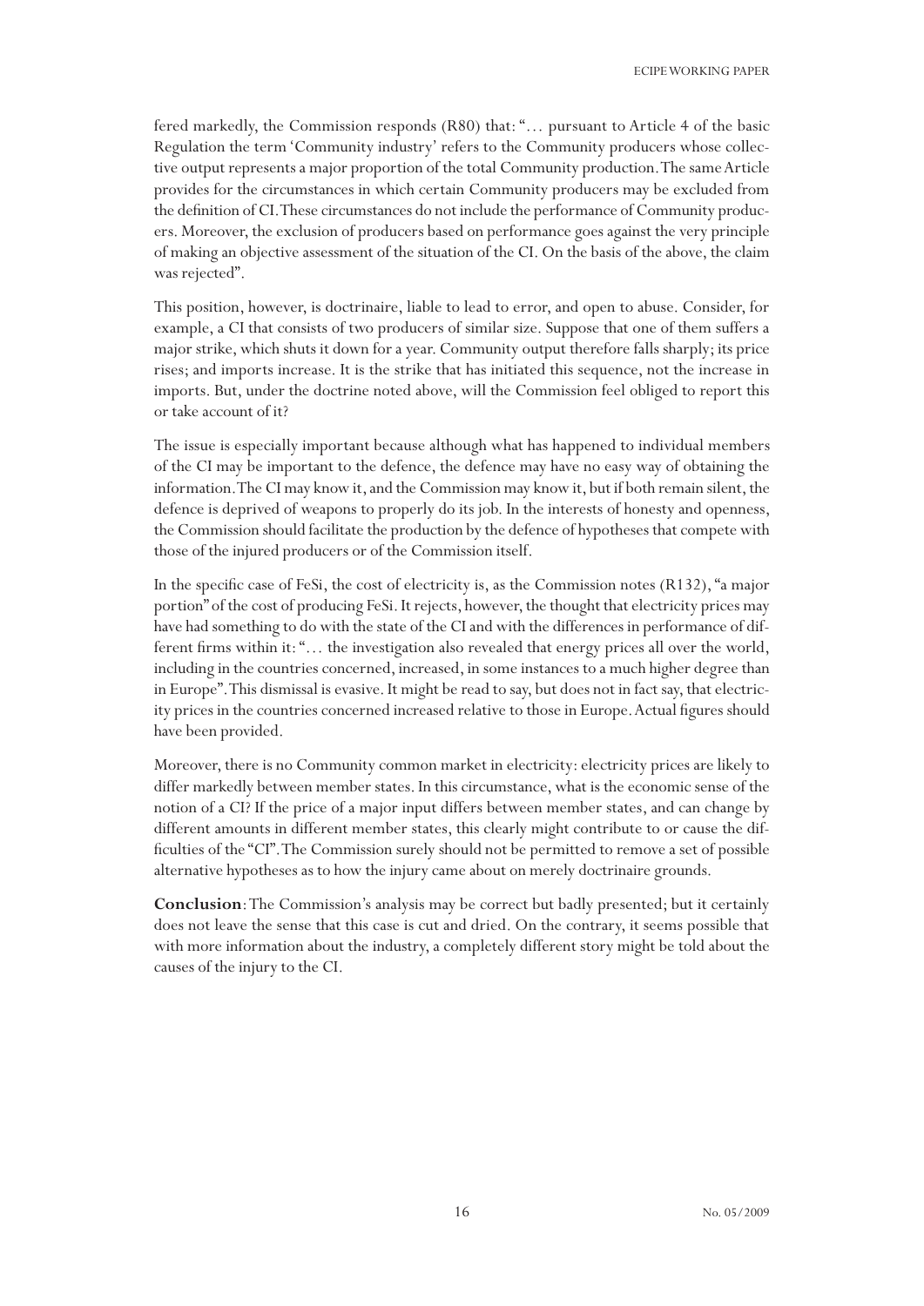fered markedly, the Commission responds (R80) that: "… pursuant to Article 4 of the basic Regulation the term 'Community industry' refers to the Community producers whose collective output represents a major proportion of the total Community production. The same Article provides for the circumstances in which certain Community producers may be excluded from the definition of CI. These circumstances do not include the performance of Community producers. Moreover, the exclusion of producers based on performance goes against the very principle of making an objective assessment of the situation of the CI. On the basis of the above, the claim was rejected".

This position, however, is doctrinaire, liable to lead to error, and open to abuse. Consider, for example, a CI that consists of two producers of similar size. Suppose that one of them suffers a major strike, which shuts it down for a year. Community output therefore falls sharply; its price rises; and imports increase. It is the strike that has initiated this sequence, not the increase in imports. But, under the doctrine noted above, will the Commission feel obliged to report this or take account of it?

The issue is especially important because although what has happened to individual members of the CI may be important to the defence, the defence may have no easy way of obtaining the information. The CI may know it, and the Commission may know it, but if both remain silent, the defence is deprived of weapons to properly do its job. In the interests of honesty and openness, the Commission should facilitate the production by the defence of hypotheses that compete with those of the injured producers or of the Commission itself.

In the specific case of FeSi, the cost of electricity is, as the Commission notes (R132), "a major portion" of the cost of producing FeSi. It rejects, however, the thought that electricity prices may have had something to do with the state of the CI and with the differences in performance of different firms within it: "… the investigation also revealed that energy prices all over the world, including in the countries concerned, increased, in some instances to a much higher degree than in Europe". This dismissal is evasive. It might be read to say, but does not in fact say, that electricity prices in the countries concerned increased relative to those in Europe. Actual figures should have been provided.

Moreover, there is no Community common market in electricity: electricity prices are likely to differ markedly between member states. In this circumstance, what is the economic sense of the notion of a CI? If the price of a major input differs between member states, and can change by different amounts in different member states, this clearly might contribute to or cause the difficulties of the "CI". The Commission surely should not be permitted to remove a set of possible alternative hypotheses as to how the injury came about on merely doctrinaire grounds.

**Conclusion**: The Commission's analysis may be correct but badly presented; but it certainly does not leave the sense that this case is cut and dried. On the contrary, it seems possible that with more information about the industry, a completely different story might be told about the causes of the injury to the CI.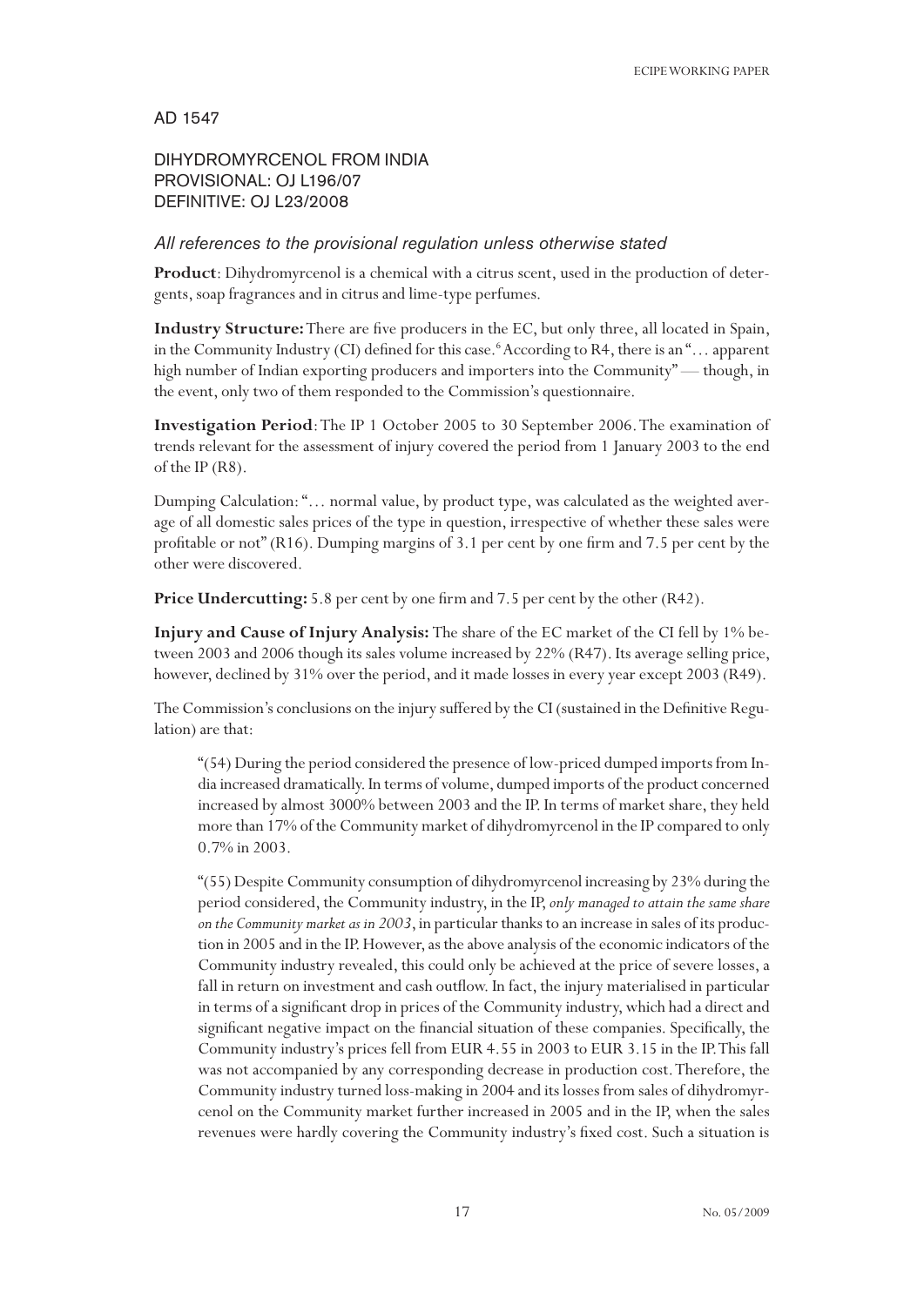AD 1547

DIHYDROMYRCENOL FROM INDIA
PROVISIONAL: OJ L196/07
DEFINITIVE: OJ L23/2008

*All references to the provisional regulation unless otherwise stated*

**Product**: Dihydromyrcenol is a chemical with a citrus scent, used in the production of detergents, soap fragrances and in citrus and lime-type perfumes.

**Industry Structure:** There are five producers in the EC, but only three, all located in Spain, in the Community Industry (CI) defined for this case.[6] According to R4, there is an "… apparent high number of Indian exporting producers and importers into the Community" — though, in the event, only two of them responded to the Commission's questionnaire.

**Investigation Period**: The IP 1 October 2005 to 30 September 2006. The examination of trends relevant for the assessment of injury covered the period from 1 January 2003 to the end of the IP (R8).

Dumping Calculation: "… normal value, by product type, was calculated as the weighted average of all domestic sales prices of the type in question, irrespective of whether these sales were profitable or not" (R16). Dumping margins of 3.1 per cent by one firm and 7.5 per cent by the other were discovered.

**Price Undercutting:** 5.8 per cent by one firm and 7.5 per cent by the other (R42).

**Injury and Cause of Injury Analysis:** The share of the EC market of the CI fell by 1% between 2003 and 2006 though its sales volume increased by 22% (R47). Its average selling price, however, declined by 31% over the period, and it made losses in every year except 2003 (R49).

The Commission's conclusions on the injury suffered by the CI (sustained in the Definitive Regulation) are that:

> "(54) During the period considered the presence of low-priced dumped imports from India increased dramatically. In terms of volume, dumped imports of the product concerned increased by almost 3000% between 2003 and the IP. In terms of market share, they held more than 17% of the Community market of dihydromyrcenol in the IP compared to only 0.7% in 2003.
>
> "(55) Despite Community consumption of dihydromyrcenol increasing by 23% during the period considered, the Community industry, in the IP, *only managed to attain the same share on the Community market as in 2003*, in particular thanks to an increase in sales of its production in 2005 and in the IP. However, as the above analysis of the economic indicators of the Community industry revealed, this could only be achieved at the price of severe losses, a fall in return on investment and cash outflow. In fact, the injury materialised in particular in terms of a significant drop in prices of the Community industry, which had a direct and significant negative impact on the financial situation of these companies. Specifically, the Community industry's prices fell from EUR 4.55 in 2003 to EUR 3.15 in the IP. This fall was not accompanied by any corresponding decrease in production cost. Therefore, the Community industry turned loss-making in 2004 and its losses from sales of dihydromyrcenol on the Community market further increased in 2005 and in the IP, when the sales revenues were hardly covering the Community industry's fixed cost. Such a situation is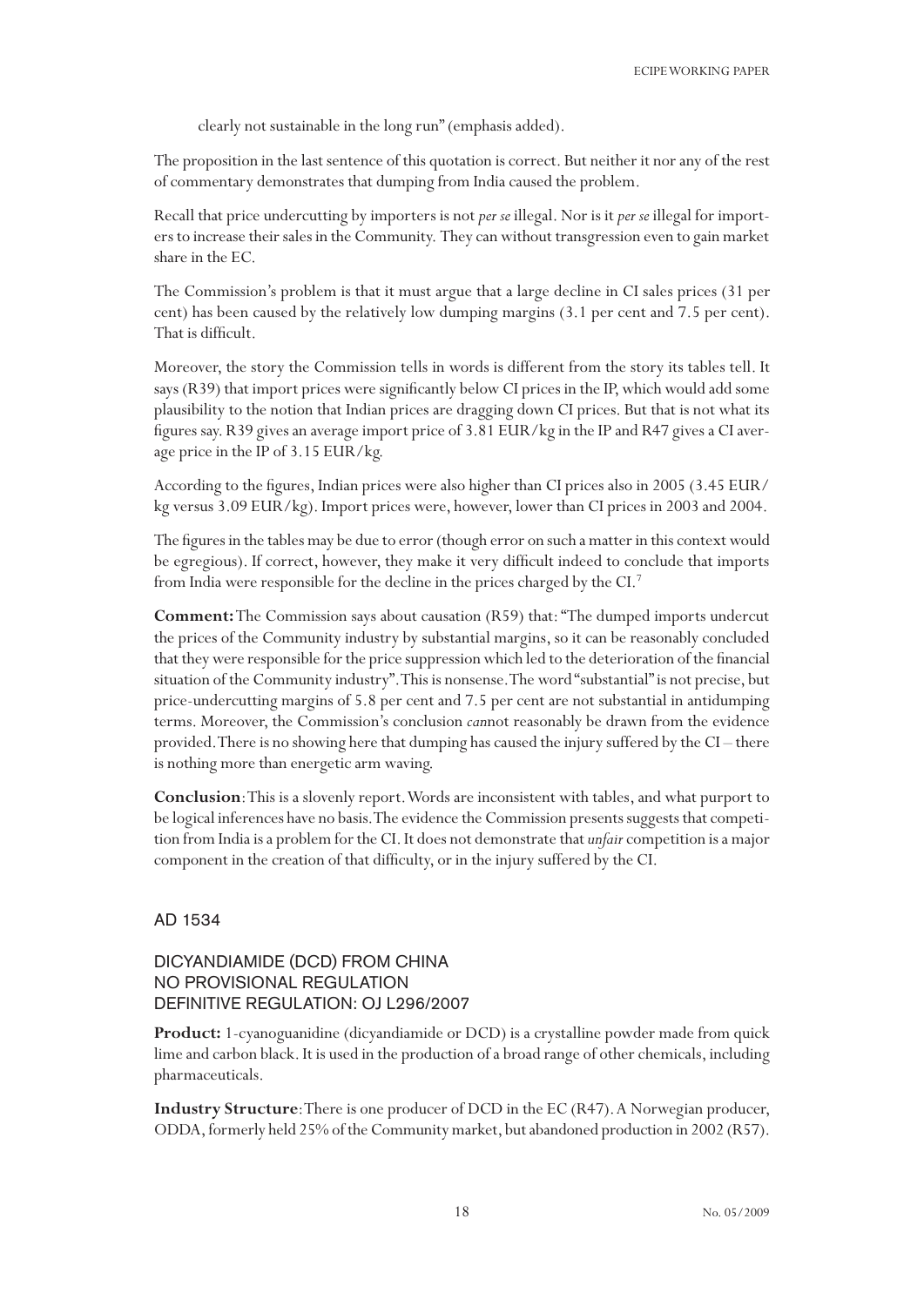clearly not sustainable in the long run" (emphasis added).

The proposition in the last sentence of this quotation is correct. But neither it nor any of the rest of commentary demonstrates that dumping from India caused the problem.

Recall that price undercutting by importers is not *per se* illegal. Nor is it *per se* illegal for importers to increase their sales in the Community. They can without transgression even to gain market share in the EC.

The Commission's problem is that it must argue that a large decline in CI sales prices (31 per cent) has been caused by the relatively low dumping margins (3.1 per cent and 7.5 per cent). That is difficult.

Moreover, the story the Commission tells in words is different from the story its tables tell. It says (R39) that import prices were significantly below CI prices in the IP, which would add some plausibility to the notion that Indian prices are dragging down CI prices. But that is not what its figures say. R39 gives an average import price of 3.81 EUR/kg in the IP and R47 gives a CI average price in the IP of 3.15 EUR/kg.

According to the figures, Indian prices were also higher than CI prices also in 2005 (3.45 EUR/kg versus 3.09 EUR/kg). Import prices were, however, lower than CI prices in 2003 and 2004.

The figures in the tables may be due to error (though error on such a matter in this context would be egregious). If correct, however, they make it very difficult indeed to conclude that imports from India were responsible for the decline in the prices charged by the CI.[7]

**Comment:** The Commission says about causation (R59) that: "The dumped imports undercut the prices of the Community industry by substantial margins, so it can be reasonably concluded that they were responsible for the price suppression which led to the deterioration of the financial situation of the Community industry". This is nonsense. The word "substantial" is not precise, but price-undercutting margins of 5.8 per cent and 7.5 per cent are not substantial in antidumping terms. Moreover, the Commission's conclusion *can*not reasonably be drawn from the evidence provided. There is no showing here that dumping has caused the injury suffered by the CI – there is nothing more than energetic arm waving.

**Conclusion**: This is a slovenly report. Words are inconsistent with tables, and what purport to be logical inferences have no basis. The evidence the Commission presents suggests that competition from India is a problem for the CI. It does not demonstrate that *unfair* competition is a major component in the creation of that difficulty, or in the injury suffered by the CI.

## AD 1534

### DICYANDIAMIDE (DCD) FROM CHINA
### NO PROVISIONAL REGULATION
### DEFINITIVE REGULATION: OJ L296/2007

**Product:** 1-cyanoguanidine (dicyandiamide or DCD) is a crystalline powder made from quick lime and carbon black. It is used in the production of a broad range of other chemicals, including pharmaceuticals.

**Industry Structure**: There is one producer of DCD in the EC (R47). A Norwegian producer, ODDA, formerly held 25% of the Community market, but abandoned production in 2002 (R57).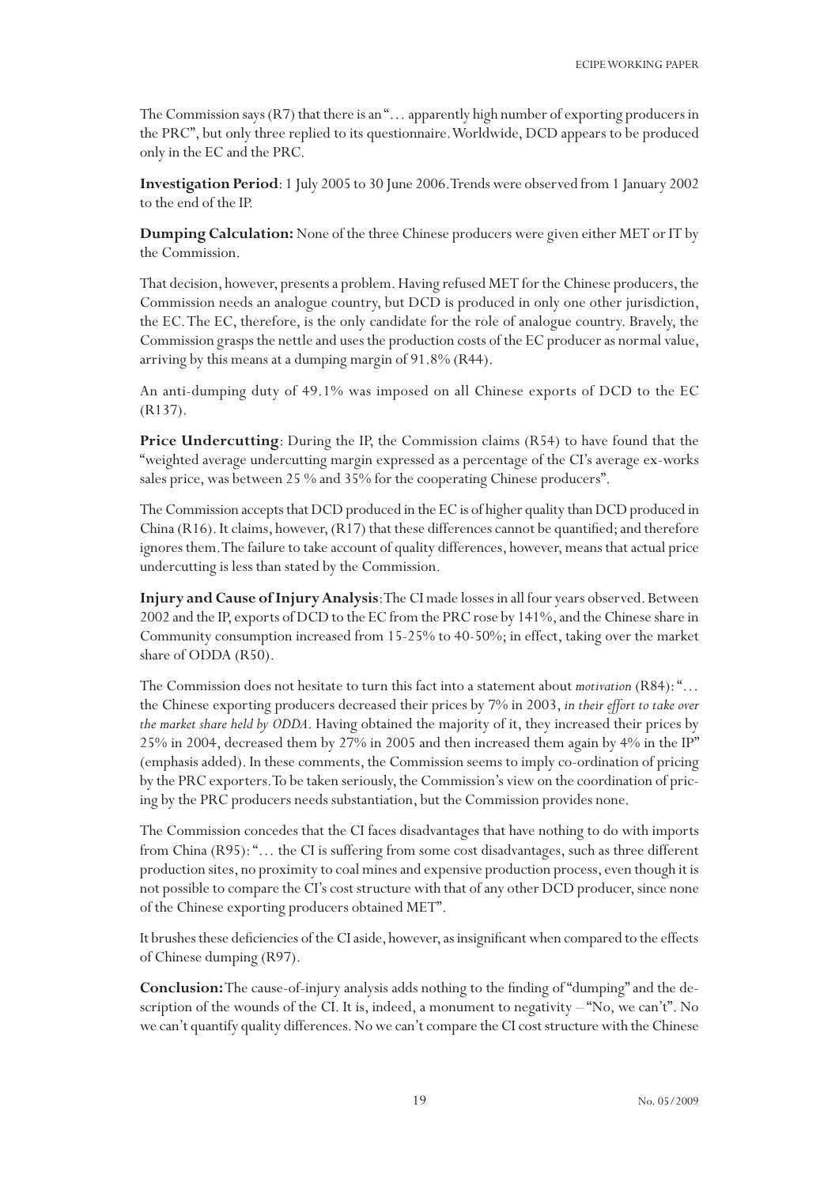The Commission says (R7) that there is an "… apparently high number of exporting producers in the PRC", but only three replied to its questionnaire. Worldwide, DCD appears to be produced only in the EC and the PRC.

**Investigation Period**: 1 July 2005 to 30 June 2006. Trends were observed from 1 January 2002 to the end of the IP.

**Dumping Calculation:** None of the three Chinese producers were given either MET or IT by the Commission.

That decision, however, presents a problem. Having refused MET for the Chinese producers, the Commission needs an analogue country, but DCD is produced in only one other jurisdiction, the EC. The EC, therefore, is the only candidate for the role of analogue country. Bravely, the Commission grasps the nettle and uses the production costs of the EC producer as normal value, arriving by this means at a dumping margin of 91.8% (R44).

An anti-dumping duty of 49.1% was imposed on all Chinese exports of DCD to the EC (R137).

**Price Undercutting**: During the IP, the Commission claims (R54) to have found that the "weighted average undercutting margin expressed as a percentage of the CI's average ex-works sales price, was between 25 % and 35% for the cooperating Chinese producers".

The Commission accepts that DCD produced in the EC is of higher quality than DCD produced in China (R16). It claims, however, (R17) that these differences cannot be quantified; and therefore ignores them. The failure to take account of quality differences, however, means that actual price undercutting is less than stated by the Commission.

**Injury and Cause of Injury Analysis**: The CI made losses in all four years observed. Between 2002 and the IP, exports of DCD to the EC from the PRC rose by 141%, and the Chinese share in Community consumption increased from 15-25% to 40-50%; in effect, taking over the market share of ODDA (R50).

The Commission does not hesitate to turn this fact into a statement about *motivation* (R84): "… the Chinese exporting producers decreased their prices by 7% in 2003, *in their effort to take over the market share held by ODDA*. Having obtained the majority of it, they increased their prices by 25% in 2004, decreased them by 27% in 2005 and then increased them again by 4% in the IP" (emphasis added). In these comments, the Commission seems to imply co-ordination of pricing by the PRC exporters. To be taken seriously, the Commission's view on the coordination of pricing by the PRC producers needs substantiation, but the Commission provides none.

The Commission concedes that the CI faces disadvantages that have nothing to do with imports from China (R95): "… the CI is suffering from some cost disadvantages, such as three different production sites, no proximity to coal mines and expensive production process, even though it is not possible to compare the CI's cost structure with that of any other DCD producer, since none of the Chinese exporting producers obtained MET".

It brushes these deficiencies of the CI aside, however, as insignificant when compared to the effects of Chinese dumping (R97).

**Conclusion:** The cause-of-injury analysis adds nothing to the finding of "dumping" and the description of the wounds of the CI. It is, indeed, a monument to negativity – "No, we can't". No we can't quantify quality differences. No we can't compare the CI cost structure with the Chinese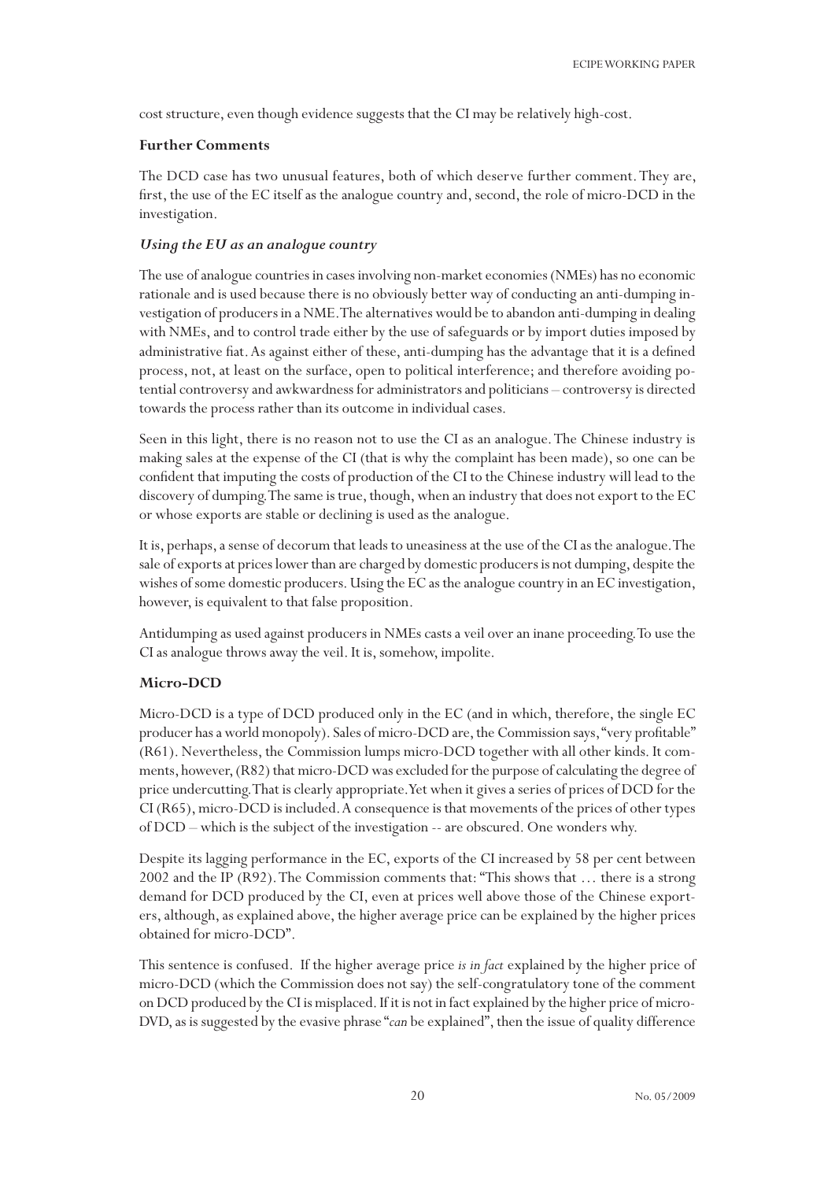cost structure, even though evidence suggests that the CI may be relatively high-cost.

### Further Comments

The DCD case has two unusual features, both of which deserve further comment. They are, first, the use of the EC itself as the analogue country and, second, the role of micro-DCD in the investigation.

#### *Using the EU as an analogue country*

The use of analogue countries in cases involving non-market economies (NMEs) has no economic rationale and is used because there is no obviously better way of conducting an anti-dumping investigation of producers in a NME. The alternatives would be to abandon anti-dumping in dealing with NMEs, and to control trade either by the use of safeguards or by import duties imposed by administrative fiat. As against either of these, anti-dumping has the advantage that it is a defined process, not, at least on the surface, open to political interference; and therefore avoiding potential controversy and awkwardness for administrators and politicians – controversy is directed towards the process rather than its outcome in individual cases.

Seen in this light, there is no reason not to use the CI as an analogue. The Chinese industry is making sales at the expense of the CI (that is why the complaint has been made), so one can be confident that imputing the costs of production of the CI to the Chinese industry will lead to the discovery of dumping. The same is true, though, when an industry that does not export to the EC or whose exports are stable or declining is used as the analogue.

It is, perhaps, a sense of decorum that leads to uneasiness at the use of the CI as the analogue. The sale of exports at prices lower than are charged by domestic producers is not dumping, despite the wishes of some domestic producers. Using the EC as the analogue country in an EC investigation, however, is equivalent to that false proposition.

Antidumping as used against producers in NMEs casts a veil over an inane proceeding. To use the CI as analogue throws away the veil. It is, somehow, impolite.

### Micro-DCD

Micro-DCD is a type of DCD produced only in the EC (and in which, therefore, the single EC producer has a world monopoly). Sales of micro-DCD are, the Commission says, "very profitable" (R61). Nevertheless, the Commission lumps micro-DCD together with all other kinds. It comments, however, (R82) that micro-DCD was excluded for the purpose of calculating the degree of price undercutting. That is clearly appropriate. Yet when it gives a series of prices of DCD for the CI (R65), micro-DCD is included. A consequence is that movements of the prices of other types of DCD – which is the subject of the investigation -- are obscured. One wonders why.

Despite its lagging performance in the EC, exports of the CI increased by 58 per cent between 2002 and the IP (R92). The Commission comments that: "This shows that … there is a strong demand for DCD produced by the CI, even at prices well above those of the Chinese exporters, although, as explained above, the higher average price can be explained by the higher prices obtained for micro-DCD".

This sentence is confused. If the higher average price *is in fact* explained by the higher price of micro-DCD (which the Commission does not say) the self-congratulatory tone of the comment on DCD produced by the CI is misplaced. If it is not in fact explained by the higher price of micro-DVD, as is suggested by the evasive phrase "*can* be explained", then the issue of quality difference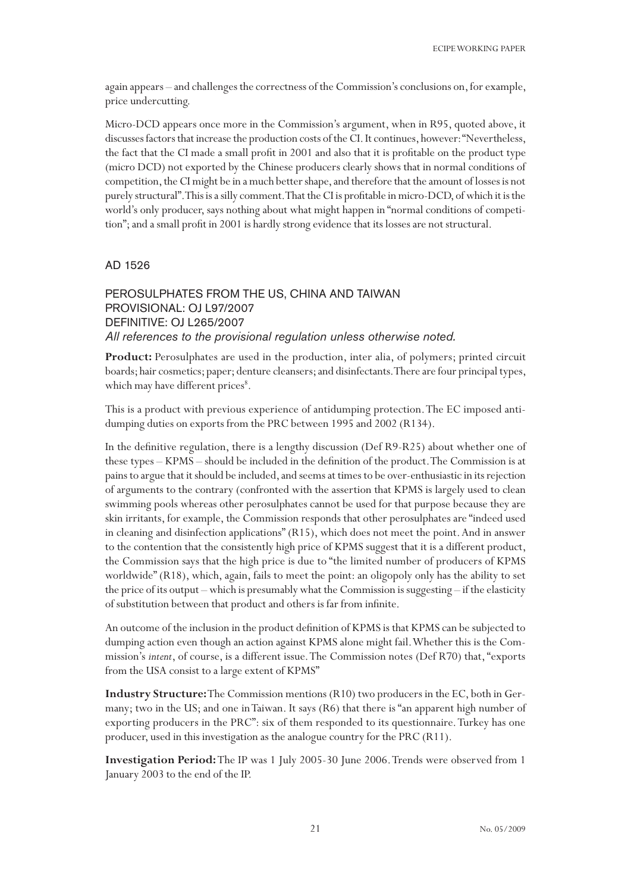again appears – and challenges the correctness of the Commission's conclusions on, for example, price undercutting.

Micro-DCD appears once more in the Commission's argument, when in R95, quoted above, it discusses factors that increase the production costs of the CI. It continues, however: "Nevertheless, the fact that the CI made a small profit in 2001 and also that it is profitable on the product type (micro DCD) not exported by the Chinese producers clearly shows that in normal conditions of competition, the CI might be in a much better shape, and therefore that the amount of losses is not purely structural". This is a silly comment. That the CI is profitable in micro-DCD, of which it is the world's only producer, says nothing about what might happen in "normal conditions of competition"; and a small profit in 2001 is hardly strong evidence that its losses are not structural.

## AD 1526

### PEROSULPHATES FROM THE US, CHINA AND TAIWAN
### PROVISIONAL: OJ L97/2007
### DEFINITIVE: OJ L265/2007

*All references to the provisional regulation unless otherwise noted.*

**Product:** Perosulphates are used in the production, inter alia, of polymers; printed circuit boards; hair cosmetics; paper; denture cleansers; and disinfectants. There are four principal types, which may have different prices[8].

This is a product with previous experience of antidumping protection. The EC imposed antidumping duties on exports from the PRC between 1995 and 2002 (R134).

In the definitive regulation, there is a lengthy discussion (Def R9-R25) about whether one of these types – KPMS – should be included in the definition of the product. The Commission is at pains to argue that it should be included, and seems at times to be over-enthusiastic in its rejection of arguments to the contrary (confronted with the assertion that KPMS is largely used to clean swimming pools whereas other perosulphates cannot be used for that purpose because they are skin irritants, for example, the Commission responds that other perosulphates are "indeed used in cleaning and disinfection applications" (R15), which does not meet the point. And in answer to the contention that the consistently high price of KPMS suggest that it is a different product, the Commission says that the high price is due to "the limited number of producers of KPMS worldwide" (R18), which, again, fails to meet the point: an oligopoly only has the ability to set the price of its output – which is presumably what the Commission is suggesting – if the elasticity of substitution between that product and others is far from infinite.

An outcome of the inclusion in the product definition of KPMS is that KPMS can be subjected to dumping action even though an action against KPMS alone might fail. Whether this is the Commission's *intent*, of course, is a different issue. The Commission notes (Def R70) that, "exports from the USA consist to a large extent of KPMS"

**Industry Structure:** The Commission mentions (R10) two producers in the EC, both in Germany; two in the US; and one in Taiwan. It says (R6) that there is "an apparent high number of exporting producers in the PRC": six of them responded to its questionnaire. Turkey has one producer, used in this investigation as the analogue country for the PRC (R11).

**Investigation Period:** The IP was 1 July 2005-30 June 2006. Trends were observed from 1 January 2003 to the end of the IP.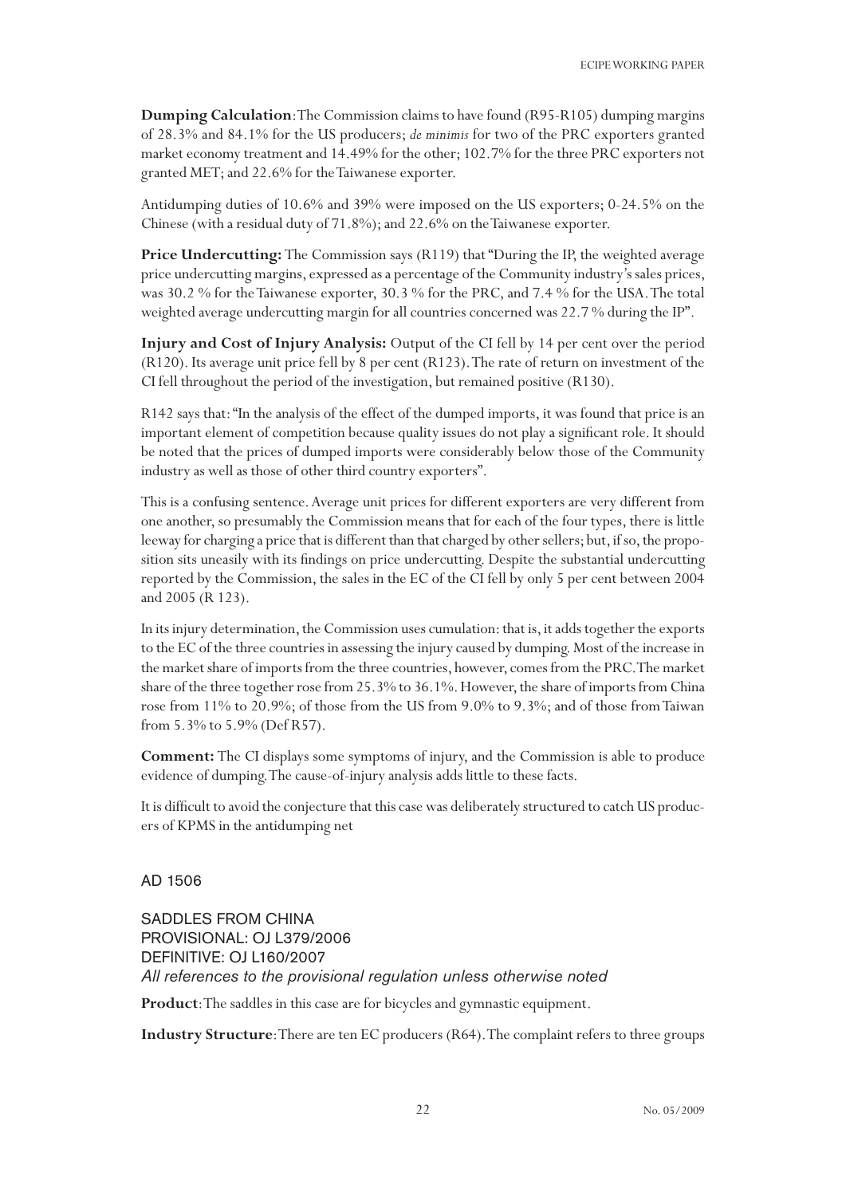**Dumping Calculation**: The Commission claims to have found (R95-R105) dumping margins of 28.3% and 84.1% for the US producers; *de minimis* for two of the PRC exporters granted market economy treatment and 14.49% for the other; 102.7% for the three PRC exporters not granted MET; and 22.6% for the Taiwanese exporter.

Antidumping duties of 10.6% and 39% were imposed on the US exporters; 0-24.5% on the Chinese (with a residual duty of 71.8%); and 22.6% on the Taiwanese exporter.

**Price Undercutting:** The Commission says (R119) that "During the IP, the weighted average price undercutting margins, expressed as a percentage of the Community industry's sales prices, was 30.2 % for the Taiwanese exporter, 30.3 % for the PRC, and 7.4 % for the USA. The total weighted average undercutting margin for all countries concerned was 22.7 % during the IP".

**Injury and Cost of Injury Analysis:** Output of the CI fell by 14 per cent over the period (R120). Its average unit price fell by 8 per cent (R123). The rate of return on investment of the CI fell throughout the period of the investigation, but remained positive (R130).

R142 says that: "In the analysis of the effect of the dumped imports, it was found that price is an important element of competition because quality issues do not play a significant role. It should be noted that the prices of dumped imports were considerably below those of the Community industry as well as those of other third country exporters".

This is a confusing sentence. Average unit prices for different exporters are very different from one another, so presumably the Commission means that for each of the four types, there is little leeway for charging a price that is different than that charged by other sellers; but, if so, the proposition sits uneasily with its findings on price undercutting. Despite the substantial undercutting reported by the Commission, the sales in the EC of the CI fell by only 5 per cent between 2004 and 2005 (R 123).

In its injury determination, the Commission uses cumulation: that is, it adds together the exports to the EC of the three countries in assessing the injury caused by dumping. Most of the increase in the market share of imports from the three countries, however, comes from the PRC. The market share of the three together rose from 25.3% to 36.1%. However, the share of imports from China rose from 11% to 20.9%; of those from the US from 9.0% to 9.3%; and of those from Taiwan from 5.3% to 5.9% (Def R57).

**Comment:** The CI displays some symptoms of injury, and the Commission is able to produce evidence of dumping. The cause-of-injury analysis adds little to these facts.

It is difficult to avoid the conjecture that this case was deliberately structured to catch US producers of KPMS in the antidumping net

## AD 1506

SADDLES FROM CHINA
PROVISIONAL: OJ L379/2006
DEFINITIVE: OJ L160/2007
*All references to the provisional regulation unless otherwise noted*

**Product**: The saddles in this case are for bicycles and gymnastic equipment.

**Industry Structure**: There are ten EC producers (R64). The complaint refers to three groups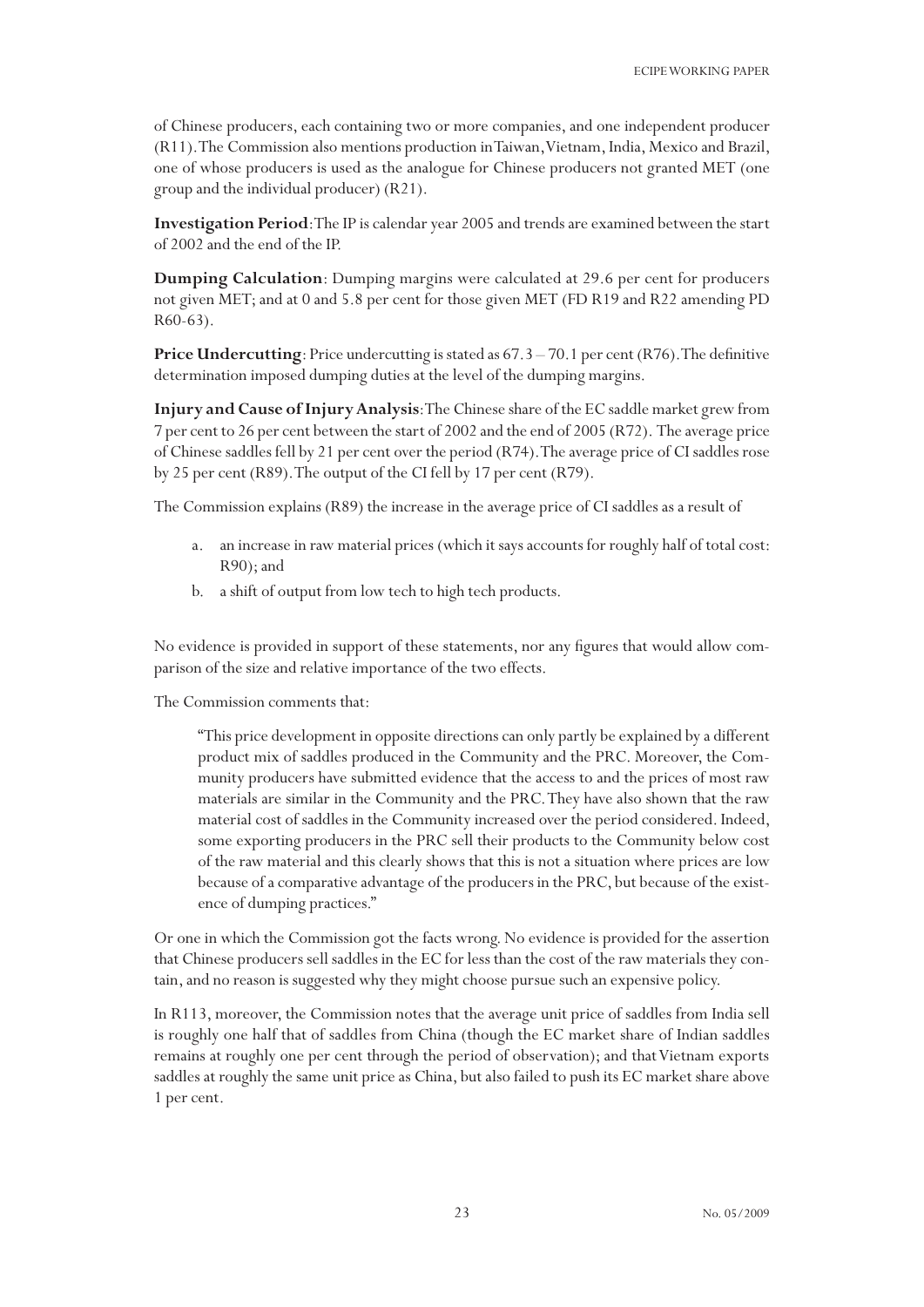of Chinese producers, each containing two or more companies, and one independent producer (R11). The Commission also mentions production in Taiwan, Vietnam, India, Mexico and Brazil, one of whose producers is used as the analogue for Chinese producers not granted MET (one group and the individual producer) (R21).

**Investigation Period**: The IP is calendar year 2005 and trends are examined between the start of 2002 and the end of the IP.

**Dumping Calculation**: Dumping margins were calculated at 29.6 per cent for producers not given MET; and at 0 and 5.8 per cent for those given MET (FD R19 and R22 amending PD R60-63).

**Price Undercutting**: Price undercutting is stated as 67.3 – 70.1 per cent (R76). The definitive determination imposed dumping duties at the level of the dumping margins.

**Injury and Cause of Injury Analysis**: The Chinese share of the EC saddle market grew from 7 per cent to 26 per cent between the start of 2002 and the end of 2005 (R72). The average price of Chinese saddles fell by 21 per cent over the period (R74). The average price of CI saddles rose by 25 per cent (R89). The output of the CI fell by 17 per cent (R79).

The Commission explains (R89) the increase in the average price of CI saddles as a result of

a. an increase in raw material prices (which it says accounts for roughly half of total cost: R90); and
b. a shift of output from low tech to high tech products.

No evidence is provided in support of these statements, nor any figures that would allow comparison of the size and relative importance of the two effects.

The Commission comments that:

> "This price development in opposite directions can only partly be explained by a different product mix of saddles produced in the Community and the PRC. Moreover, the Community producers have submitted evidence that the access to and the prices of most raw materials are similar in the Community and the PRC. They have also shown that the raw material cost of saddles in the Community increased over the period considered. Indeed, some exporting producers in the PRC sell their products to the Community below cost of the raw material and this clearly shows that this is not a situation where prices are low because of a comparative advantage of the producers in the PRC, but because of the existence of dumping practices."

Or one in which the Commission got the facts wrong. No evidence is provided for the assertion that Chinese producers sell saddles in the EC for less than the cost of the raw materials they contain, and no reason is suggested why they might choose pursue such an expensive policy.

In R113, moreover, the Commission notes that the average unit price of saddles from India sell is roughly one half that of saddles from China (though the EC market share of Indian saddles remains at roughly one per cent through the period of observation); and that Vietnam exports saddles at roughly the same unit price as China, but also failed to push its EC market share above 1 per cent.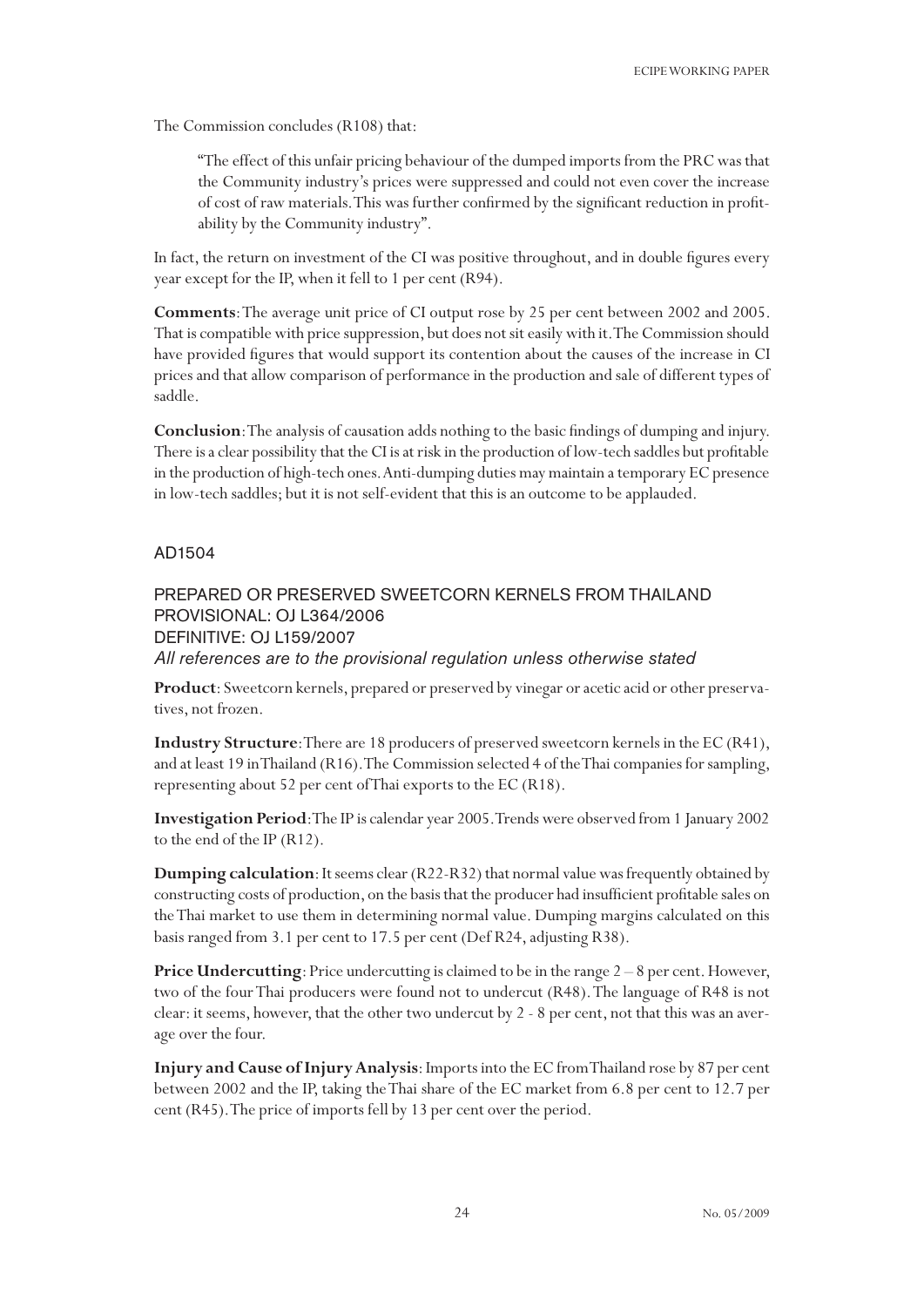The Commission concludes (R108) that:

> "The effect of this unfair pricing behaviour of the dumped imports from the PRC was that the Community industry's prices were suppressed and could not even cover the increase of cost of raw materials. This was further confirmed by the significant reduction in profitability by the Community industry".

In fact, the return on investment of the CI was positive throughout, and in double figures every year except for the IP, when it fell to 1 per cent (R94).

**Comments**: The average unit price of CI output rose by 25 per cent between 2002 and 2005. That is compatible with price suppression, but does not sit easily with it. The Commission should have provided figures that would support its contention about the causes of the increase in CI prices and that allow comparison of performance in the production and sale of different types of saddle.

**Conclusion**: The analysis of causation adds nothing to the basic findings of dumping and injury. There is a clear possibility that the CI is at risk in the production of low-tech saddles but profitable in the production of high-tech ones. Anti-dumping duties may maintain a temporary EC presence in low-tech saddles; but it is not self-evident that this is an outcome to be applauded.

## AD1504

### PREPARED OR PRESERVED SWEETCORN KERNELS FROM THAILAND
### PROVISIONAL: OJ L364/2006
### DEFINITIVE: OJ L159/2007

*All references are to the provisional regulation unless otherwise stated*

**Product**: Sweetcorn kernels, prepared or preserved by vinegar or acetic acid or other preservatives, not frozen.

**Industry Structure**: There are 18 producers of preserved sweetcorn kernels in the EC (R41), and at least 19 in Thailand (R16). The Commission selected 4 of the Thai companies for sampling, representing about 52 per cent of Thai exports to the EC (R18).

**Investigation Period**: The IP is calendar year 2005. Trends were observed from 1 January 2002 to the end of the IP (R12).

**Dumping calculation**: It seems clear (R22-R32) that normal value was frequently obtained by constructing costs of production, on the basis that the producer had insufficient profitable sales on the Thai market to use them in determining normal value. Dumping margins calculated on this basis ranged from 3.1 per cent to 17.5 per cent (Def R24, adjusting R38).

**Price Undercutting**: Price undercutting is claimed to be in the range 2 – 8 per cent. However, two of the four Thai producers were found not to undercut (R48). The language of R48 is not clear: it seems, however, that the other two undercut by 2 - 8 per cent, not that this was an average over the four.

**Injury and Cause of Injury Analysis**: Imports into the EC from Thailand rose by 87 per cent between 2002 and the IP, taking the Thai share of the EC market from 6.8 per cent to 12.7 per cent (R45). The price of imports fell by 13 per cent over the period.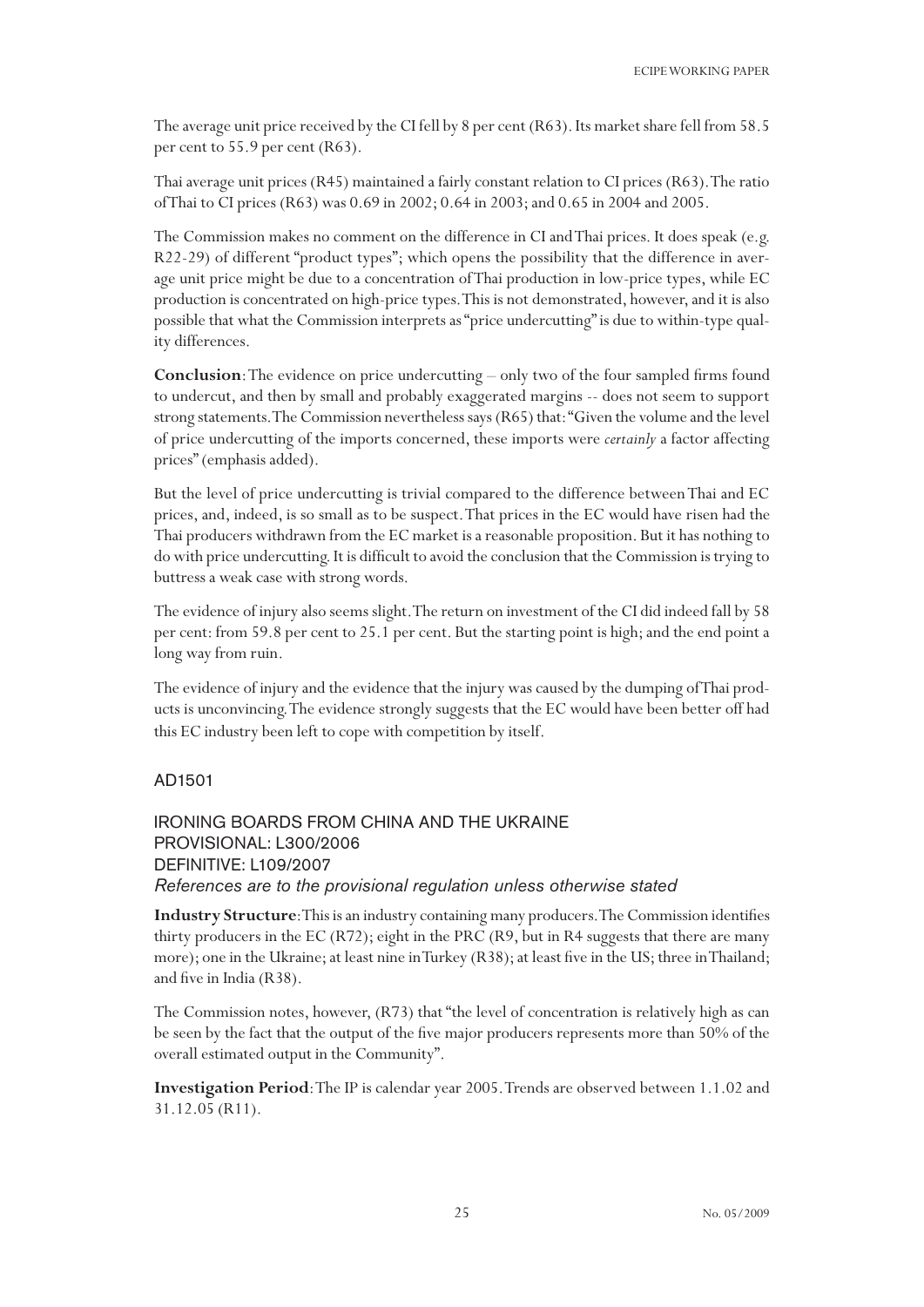The average unit price received by the CI fell by 8 per cent (R63). Its market share fell from 58.5 per cent to 55.9 per cent (R63).

Thai average unit prices (R45) maintained a fairly constant relation to CI prices (R63). The ratio of Thai to CI prices (R63) was 0.69 in 2002; 0.64 in 2003; and 0.65 in 2004 and 2005.

The Commission makes no comment on the difference in CI and Thai prices. It does speak (e.g. R22-29) of different "product types"; which opens the possibility that the difference in average unit price might be due to a concentration of Thai production in low-price types, while EC production is concentrated on high-price types. This is not demonstrated, however, and it is also possible that what the Commission interprets as "price undercutting" is due to within-type quality differences.

**Conclusion**: The evidence on price undercutting – only two of the four sampled firms found to undercut, and then by small and probably exaggerated margins -- does not seem to support strong statements. The Commission nevertheless says (R65) that: "Given the volume and the level of price undercutting of the imports concerned, these imports were *certainly* a factor affecting prices" (emphasis added).

But the level of price undercutting is trivial compared to the difference between Thai and EC prices, and, indeed, is so small as to be suspect. That prices in the EC would have risen had the Thai producers withdrawn from the EC market is a reasonable proposition. But it has nothing to do with price undercutting. It is difficult to avoid the conclusion that the Commission is trying to buttress a weak case with strong words.

The evidence of injury also seems slight. The return on investment of the CI did indeed fall by 58 per cent: from 59.8 per cent to 25.1 per cent. But the starting point is high; and the end point a long way from ruin.

The evidence of injury and the evidence that the injury was caused by the dumping of Thai products is unconvincing. The evidence strongly suggests that the EC would have been better off had this EC industry been left to cope with competition by itself.

## AD1501

### IRONING BOARDS FROM CHINA AND THE UKRAINE
### PROVISIONAL: L300/2006
### DEFINITIVE: L109/2007
*References are to the provisional regulation unless otherwise stated*

**Industry Structure**: This is an industry containing many producers. The Commission identifies thirty producers in the EC (R72); eight in the PRC (R9, but in R4 suggests that there are many more); one in the Ukraine; at least nine in Turkey (R38); at least five in the US; three in Thailand; and five in India (R38).

The Commission notes, however, (R73) that "the level of concentration is relatively high as can be seen by the fact that the output of the five major producers represents more than 50% of the overall estimated output in the Community".

**Investigation Period**: The IP is calendar year 2005. Trends are observed between 1.1.02 and 31.12.05 (R11).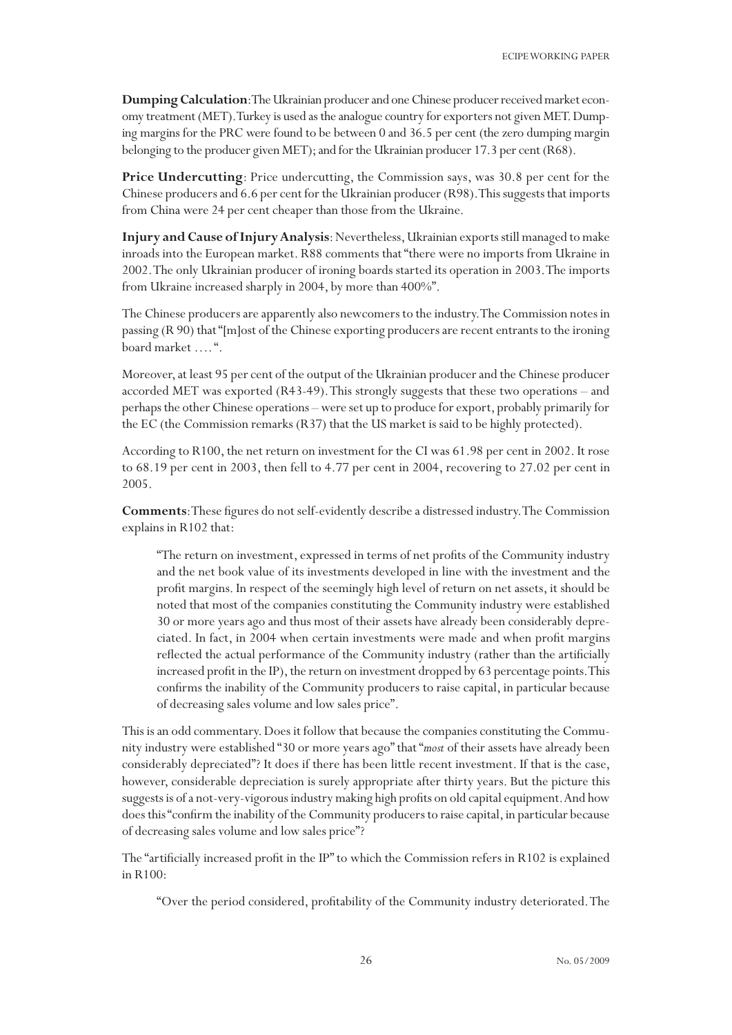**Dumping Calculation**: The Ukrainian producer and one Chinese producer received market economy treatment (MET). Turkey is used as the analogue country for exporters not given MET. Dumping margins for the PRC were found to be between 0 and 36.5 per cent (the zero dumping margin belonging to the producer given MET); and for the Ukrainian producer 17.3 per cent (R68).

**Price Undercutting**: Price undercutting, the Commission says, was 30.8 per cent for the Chinese producers and 6.6 per cent for the Ukrainian producer (R98). This suggests that imports from China were 24 per cent cheaper than those from the Ukraine.

**Injury and Cause of Injury Analysis**: Nevertheless, Ukrainian exports still managed to make inroads into the European market. R88 comments that "there were no imports from Ukraine in 2002. The only Ukrainian producer of ironing boards started its operation in 2003. The imports from Ukraine increased sharply in 2004, by more than 400%".

The Chinese producers are apparently also newcomers to the industry. The Commission notes in passing (R 90) that "[m]ost of the Chinese exporting producers are recent entrants to the ironing board market .... ".

Moreover, at least 95 per cent of the output of the Ukrainian producer and the Chinese producer accorded MET was exported (R43-49). This strongly suggests that these two operations – and perhaps the other Chinese operations – were set up to produce for export, probably primarily for the EC (the Commission remarks (R37) that the US market is said to be highly protected).

According to R100, the net return on investment for the CI was 61.98 per cent in 2002. It rose to 68.19 per cent in 2003, then fell to 4.77 per cent in 2004, recovering to 27.02 per cent in 2005.

**Comments**: These figures do not self-evidently describe a distressed industry. The Commission explains in R102 that:

> "The return on investment, expressed in terms of net profits of the Community industry and the net book value of its investments developed in line with the investment and the profit margins. In respect of the seemingly high level of return on net assets, it should be noted that most of the companies constituting the Community industry were established 30 or more years ago and thus most of their assets have already been considerably depreciated. In fact, in 2004 when certain investments were made and when profit margins reflected the actual performance of the Community industry (rather than the artificially increased profit in the IP), the return on investment dropped by 63 percentage points. This confirms the inability of the Community producers to raise capital, in particular because of decreasing sales volume and low sales price".

This is an odd commentary. Does it follow that because the companies constituting the Community industry were established "30 or more years ago" that "*most* of their assets have already been considerably depreciated"? It does if there has been little recent investment. If that is the case, however, considerable depreciation is surely appropriate after thirty years. But the picture this suggests is of a not-very-vigorous industry making high profits on old capital equipment. And how does this "confirm the inability of the Community producers to raise capital, in particular because of decreasing sales volume and low sales price"?

The "artificially increased profit in the IP" to which the Commission refers in R102 is explained in R100:

> "Over the period considered, profitability of the Community industry deteriorated. The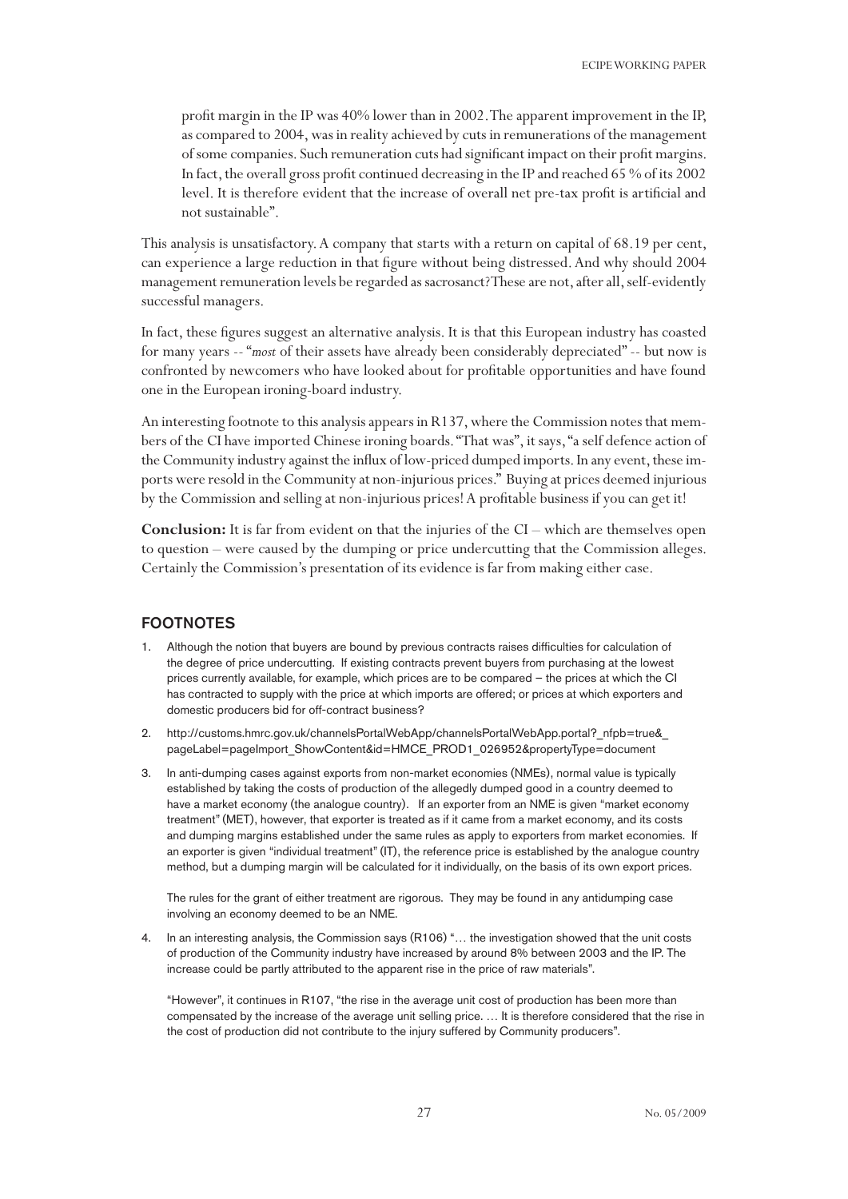profit margin in the IP was 40% lower than in 2002. The apparent improvement in the IP, as compared to 2004, was in reality achieved by cuts in remunerations of the management of some companies. Such remuneration cuts had significant impact on their profit margins. In fact, the overall gross profit continued decreasing in the IP and reached 65 % of its 2002 level. It is therefore evident that the increase of overall net pre-tax profit is artificial and not sustainable".

This analysis is unsatisfactory. A company that starts with a return on capital of 68.19 per cent, can experience a large reduction in that figure without being distressed. And why should 2004 management remuneration levels be regarded as sacrosanct? These are not, after all, self-evidently successful managers.

In fact, these figures suggest an alternative analysis. It is that this European industry has coasted for many years -- "*most* of their assets have already been considerably depreciated" -- but now is confronted by newcomers who have looked about for profitable opportunities and have found one in the European ironing-board industry.

An interesting footnote to this analysis appears in R137, where the Commission notes that members of the CI have imported Chinese ironing boards. "That was", it says, "a self defence action of the Community industry against the influx of low-priced dumped imports. In any event, these imports were resold in the Community at non-injurious prices." Buying at prices deemed injurious by the Commission and selling at non-injurious prices! A profitable business if you can get it!

**Conclusion:** It is far from evident on that the injuries of the CI – which are themselves open to question – were caused by the dumping or price undercutting that the Commission alleges. Certainly the Commission's presentation of its evidence is far from making either case.

## FOOTNOTES

1. Although the notion that buyers are bound by previous contracts raises difficulties for calculation of the degree of price undercutting. If existing contracts prevent buyers from purchasing at the lowest prices currently available, for example, which prices are to be compared – the prices at which the CI has contracted to supply with the price at which imports are offered; or prices at which exporters and domestic producers bid for off-contract business?

2. http://customs.hmrc.gov.uk/channelsPortalWebApp/channelsPortalWebApp.portal?_nfpb=true&_pageLabel=pageImport_ShowContent&id=HMCE_PROD1_026952&propertyType=document

3. In anti-dumping cases against exports from non-market economies (NMEs), normal value is typically established by taking the costs of production of the allegedly dumped good in a country deemed to have a market economy (the analogue country). If an exporter from an NME is given "market economy treatment" (MET), however, that exporter is treated as if it came from a market economy, and its costs and dumping margins established under the same rules as apply to exporters from market economies. If an exporter is given "individual treatment" (IT), the reference price is established by the analogue country method, but a dumping margin will be calculated for it individually, on the basis of its own export prices.

   The rules for the grant of either treatment are rigorous. They may be found in any antidumping case involving an economy deemed to be an NME.

4. In an interesting analysis, the Commission says (R106) "… the investigation showed that the unit costs of production of the Community industry have increased by around 8% between 2003 and the IP. The increase could be partly attributed to the apparent rise in the price of raw materials".

   "However", it continues in R107, "the rise in the average unit cost of production has been more than compensated by the increase of the average unit selling price. … It is therefore considered that the rise in the cost of production did not contribute to the injury suffered by Community producers".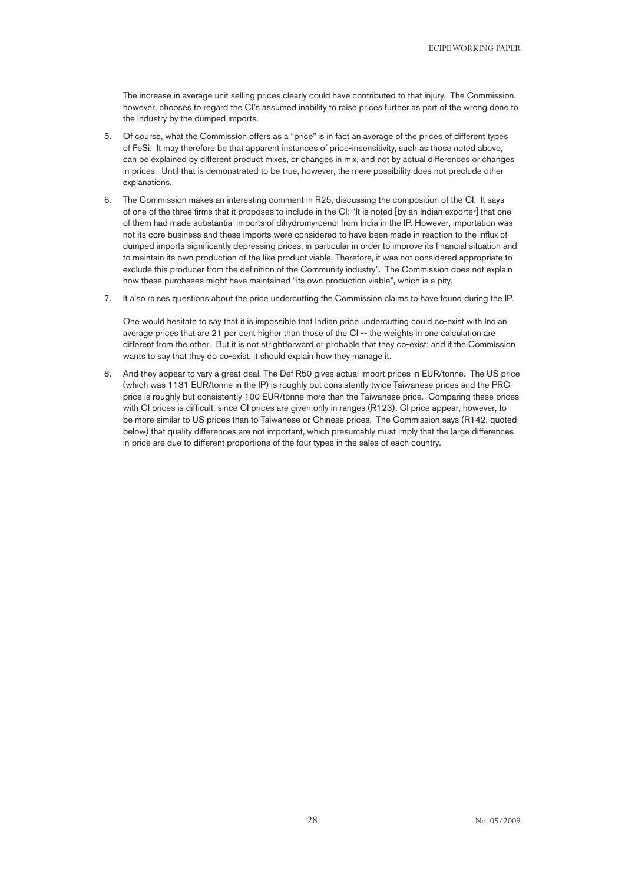The increase in average unit selling prices clearly could have contributed to that injury. The Commission, however, chooses to regard the CI's assumed inability to raise prices further as part of the wrong done to the industry by the dumped imports.

5. Of course, what the Commission offers as a "price" is in fact an average of the prices of different types of FeSi. It may therefore be that apparent instances of price-insensitivity, such as those noted above, can be explained by different product mixes, or changes in mix, and not by actual differences or changes in prices. Until that is demonstrated to be true, however, the mere possibility does not preclude other explanations.

6. The Commission makes an interesting comment in R25, discussing the composition of the CI. It says of one of the three firms that it proposes to include in the CI: "It is noted [by an Indian exporter] that one of them had made substantial imports of dihydromyrcenol from India in the IP. However, importation was not its core business and these imports were considered to have been made in reaction to the influx of dumped imports significantly depressing prices, in particular in order to improve its financial situation and to maintain its own production of the like product viable. Therefore, it was not considered appropriate to exclude this producer from the definition of the Community industry". The Commission does not explain how these purchases might have maintained "its own production viable", which is a pity.

7. It also raises questions about the price undercutting the Commission claims to have found during the IP.

   One would hesitate to say that it is impossible that Indian price undercutting could co-exist with Indian average prices that are 21 per cent higher than those of the CI -- the weights in one calculation are different from the other. But it is not strightforward or probable that they co-exist; and if the Commission wants to say that they do co-exist, it should explain how they manage it.

8. And they appear to vary a great deal. The Def R50 gives actual import prices in EUR/tonne. The US price (which was 1131 EUR/tonne in the IP) is roughly but consistently twice Taiwanese prices and the PRC price is roughly but consistently 100 EUR/tonne more than the Taiwanese price. Comparing these prices with CI prices is difficult, since CI prices are given only in ranges (R123). CI price appear, however, to be more similar to US prices than to Taiwanese or Chinese prices. The Commission says (R142, quoted below) that quality differences are not important, which presumably must imply that the large differences in price are due to different proportions of the four types in the sales of each country.